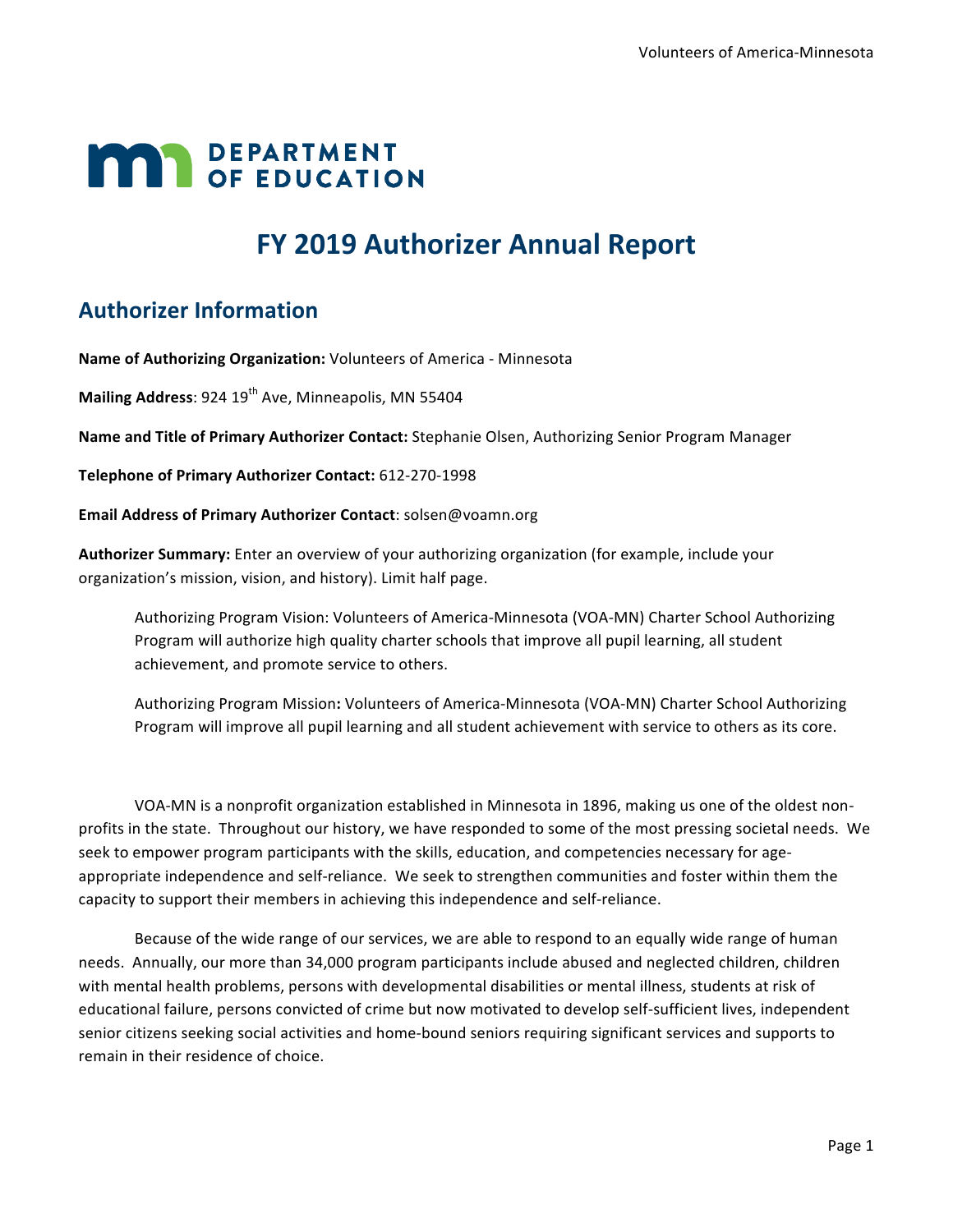MN DEPARTMENT OF EDUCATION

# FY 2019 Authorizer Annual Report

## Authorizer Information

**Name of Authorizing Organization:** Volunteers of America - Minnesota

**Mailing Address**: 924 19th Ave, Minneapolis, MN 55404

**Name and Title of Primary Authorizer Contact:** Stephanie Olsen, Authorizing Senior Program Manager

**Telephone of Primary Authorizer Contact:** 612-270-1998

**Email Address of Primary Authorizer Contact**: solsen@voamn.org

**Authorizer Summary:** Enter an overview of your authorizing organization (for example, include your organization's mission, vision, and history). Limit half page.

> Authorizing Program Vision: Volunteers of America-Minnesota (VOA-MN) Charter School Authorizing Program will authorize high quality charter schools that improve all pupil learning, all student achievement, and promote service to others.
>
> Authorizing Program Mission**:** Volunteers of America-Minnesota (VOA-MN) Charter School Authorizing Program will improve all pupil learning and all student achievement with service to others as its core.

VOA-MN is a nonprofit organization established in Minnesota in 1896, making us one of the oldest non-profits in the state. Throughout our history, we have responded to some of the most pressing societal needs. We seek to empower program participants with the skills, education, and competencies necessary for age-appropriate independence and self-reliance. We seek to strengthen communities and foster within them the capacity to support their members in achieving this independence and self-reliance.

Because of the wide range of our services, we are able to respond to an equally wide range of human needs. Annually, our more than 34,000 program participants include abused and neglected children, children with mental health problems, persons with developmental disabilities or mental illness, students at risk of educational failure, persons convicted of crime but now motivated to develop self-sufficient lives, independent senior citizens seeking social activities and home-bound seniors requiring significant services and supports to remain in their residence of choice.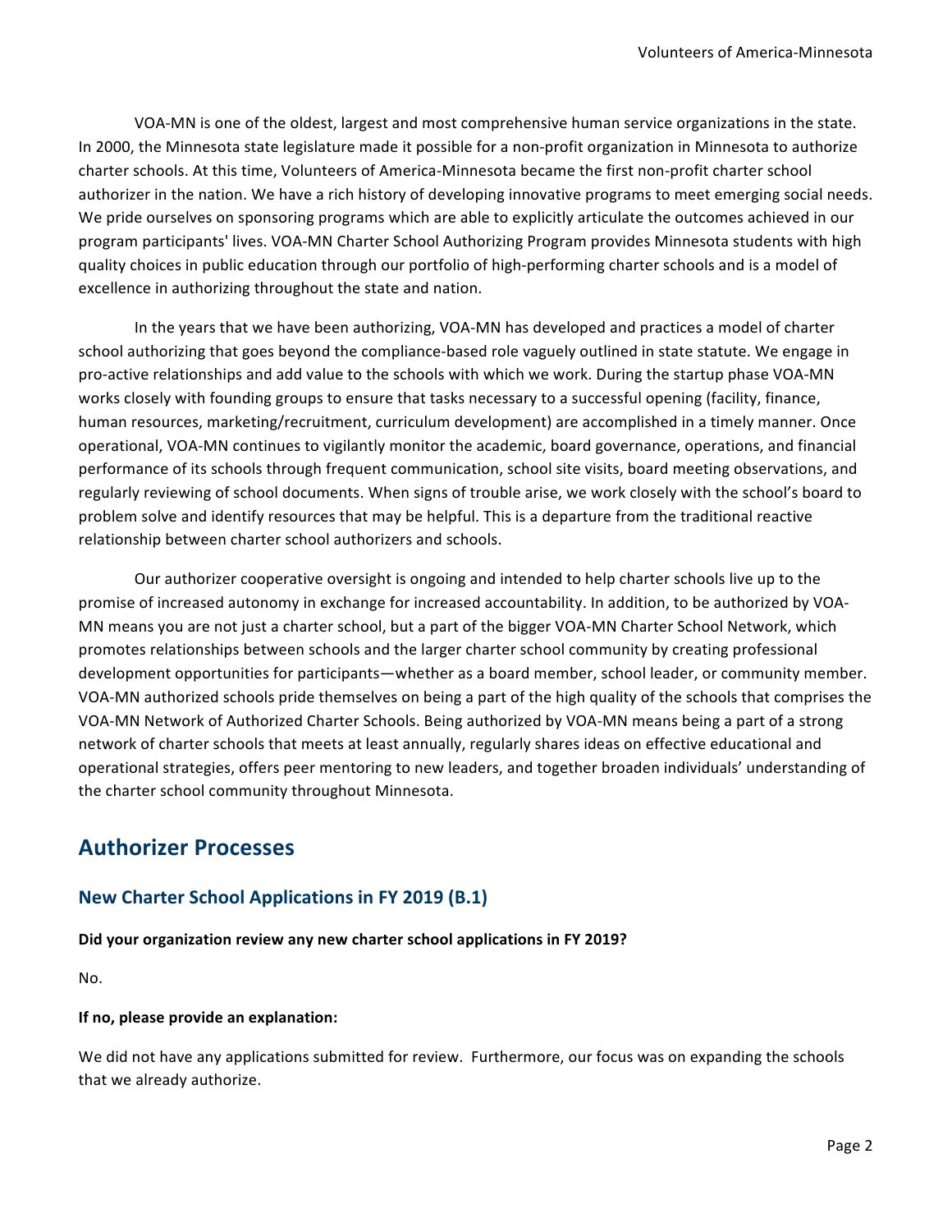VOA-MN is one of the oldest, largest and most comprehensive human service organizations in the state. In 2000, the Minnesota state legislature made it possible for a non-profit organization in Minnesota to authorize charter schools. At this time, Volunteers of America-Minnesota became the first non-profit charter school authorizer in the nation. We have a rich history of developing innovative programs to meet emerging social needs. We pride ourselves on sponsoring programs which are able to explicitly articulate the outcomes achieved in our program participants' lives. VOA-MN Charter School Authorizing Program provides Minnesota students with high quality choices in public education through our portfolio of high-performing charter schools and is a model of excellence in authorizing throughout the state and nation.

In the years that we have been authorizing, VOA-MN has developed and practices a model of charter school authorizing that goes beyond the compliance-based role vaguely outlined in state statute. We engage in pro-active relationships and add value to the schools with which we work. During the startup phase VOA-MN works closely with founding groups to ensure that tasks necessary to a successful opening (facility, finance, human resources, marketing/recruitment, curriculum development) are accomplished in a timely manner. Once operational, VOA-MN continues to vigilantly monitor the academic, board governance, operations, and financial performance of its schools through frequent communication, school site visits, board meeting observations, and regularly reviewing of school documents. When signs of trouble arise, we work closely with the school's board to problem solve and identify resources that may be helpful. This is a departure from the traditional reactive relationship between charter school authorizers and schools.

Our authorizer cooperative oversight is ongoing and intended to help charter schools live up to the promise of increased autonomy in exchange for increased accountability. In addition, to be authorized by VOA-MN means you are not just a charter school, but a part of the bigger VOA-MN Charter School Network, which promotes relationships between schools and the larger charter school community by creating professional development opportunities for participants—whether as a board member, school leader, or community member. VOA-MN authorized schools pride themselves on being a part of the high quality of the schools that comprises the VOA-MN Network of Authorized Charter Schools. Being authorized by VOA-MN means being a part of a strong network of charter schools that meets at least annually, regularly shares ideas on effective educational and operational strategies, offers peer mentoring to new leaders, and together broaden individuals' understanding of the charter school community throughout Minnesota.

## Authorizer Processes

### New Charter School Applications in FY 2019 (B.1)

**Did your organization review any new charter school applications in FY 2019?**

No.

**If no, please provide an explanation:**

We did not have any applications submitted for review. Furthermore, our focus was on expanding the schools that we already authorize.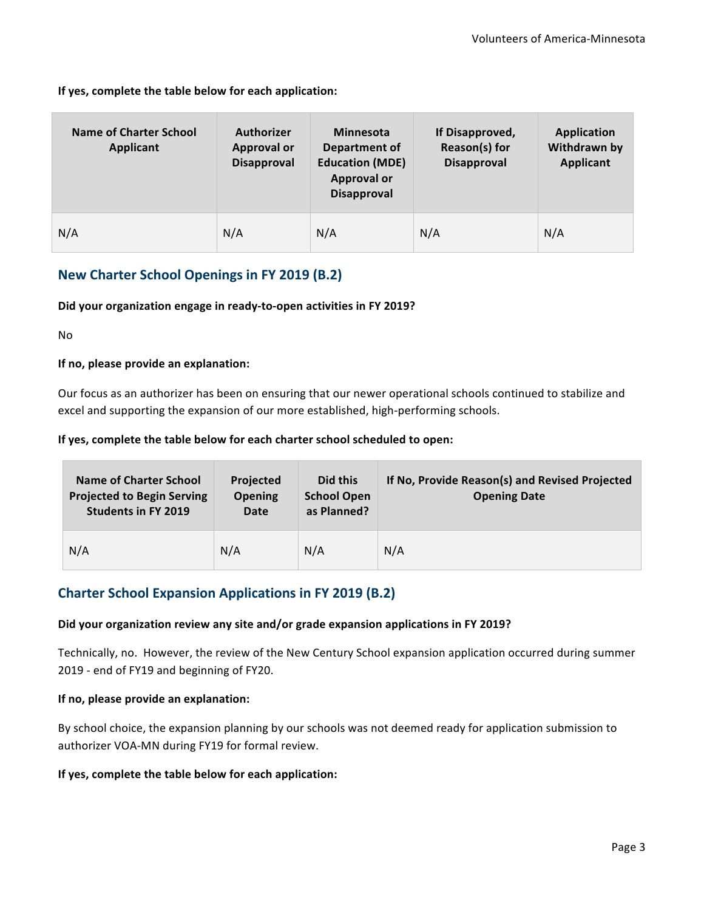**If yes, complete the table below for each application:**

| Name of Charter School Applicant | Authorizer Approval or Disapproval | Minnesota Department of Education (MDE) Approval or Disapproval | If Disapproved, Reason(s) for Disapproval | Application Withdrawn by Applicant |
|---|---|---|---|---|
| N/A | N/A | N/A | N/A | N/A |

## New Charter School Openings in FY 2019 (B.2)

**Did your organization engage in ready-to-open activities in FY 2019?**

No

**If no, please provide an explanation:**

Our focus as an authorizer has been on ensuring that our newer operational schools continued to stabilize and excel and supporting the expansion of our more established, high-performing schools.

**If yes, complete the table below for each charter school scheduled to open:**

| Name of Charter School Projected to Begin Serving Students in FY 2019 | Projected Opening Date | Did this School Open as Planned? | If No, Provide Reason(s) and Revised Projected Opening Date |
|---|---|---|---|
| N/A | N/A | N/A | N/A |

## Charter School Expansion Applications in FY 2019 (B.2)

**Did your organization review any site and/or grade expansion applications in FY 2019?**

Technically, no. However, the review of the New Century School expansion application occurred during summer 2019 - end of FY19 and beginning of FY20.

**If no, please provide an explanation:**

By school choice, the expansion planning by our schools was not deemed ready for application submission to authorizer VOA-MN during FY19 for formal review.

**If yes, complete the table below for each application:**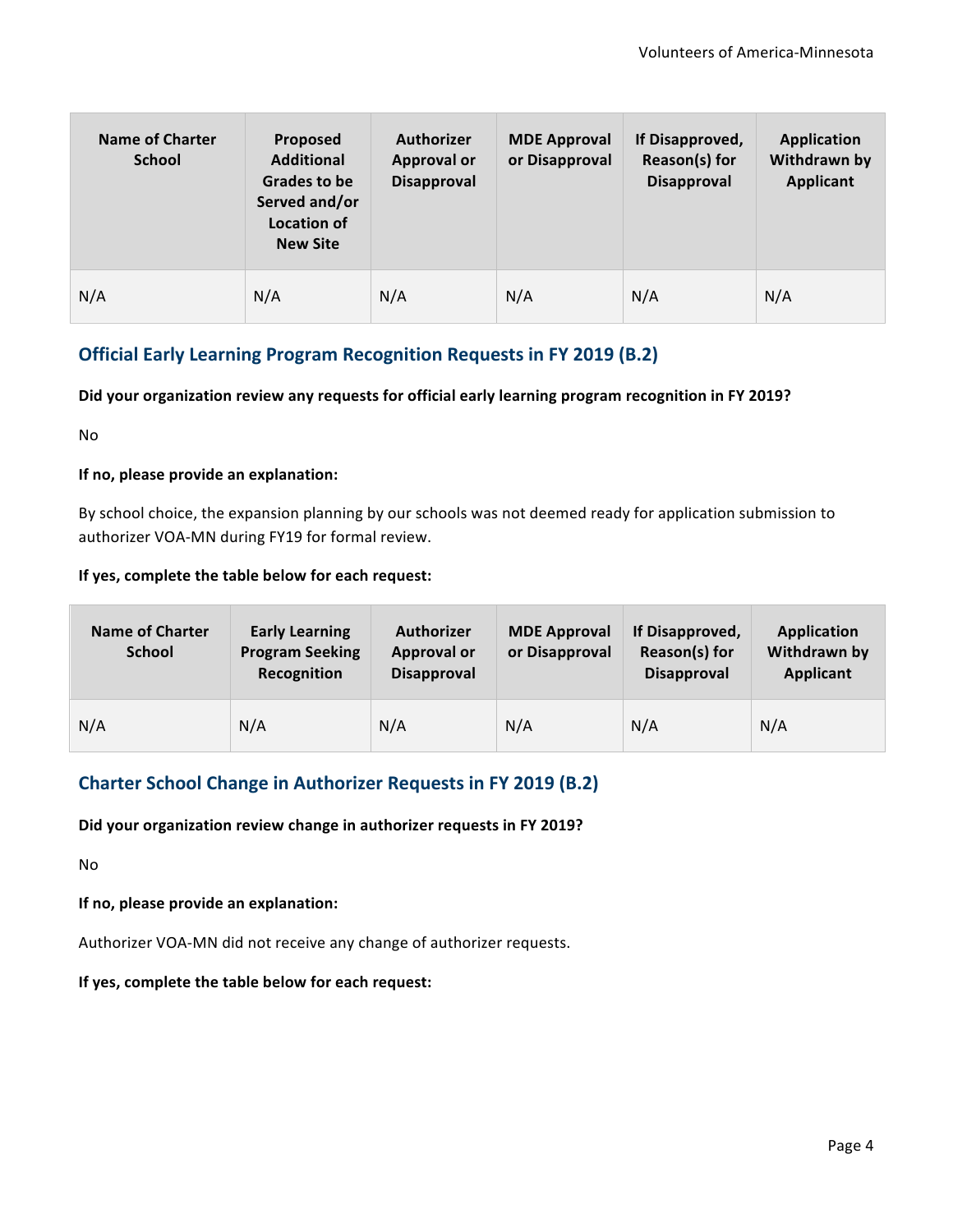| Name of Charter School | Proposed Additional Grades to be Served and/or Location of New Site | Authorizer Approval or Disapproval | MDE Approval or Disapproval | If Disapproved, Reason(s) for Disapproval | Application Withdrawn by Applicant |
|---|---|---|---|---|---|
| N/A | N/A | N/A | N/A | N/A | N/A |

## Official Early Learning Program Recognition Requests in FY 2019 (B.2)

**Did your organization review any requests for official early learning program recognition in FY 2019?**

No

**If no, please provide an explanation:**

By school choice, the expansion planning by our schools was not deemed ready for application submission to authorizer VOA-MN during FY19 for formal review.

**If yes, complete the table below for each request:**

| Name of Charter School | Early Learning Program Seeking Recognition | Authorizer Approval or Disapproval | MDE Approval or Disapproval | If Disapproved, Reason(s) for Disapproval | Application Withdrawn by Applicant |
|---|---|---|---|---|---|
| N/A | N/A | N/A | N/A | N/A | N/A |

## Charter School Change in Authorizer Requests in FY 2019 (B.2)

**Did your organization review change in authorizer requests in FY 2019?**

No

**If no, please provide an explanation:**

Authorizer VOA-MN did not receive any change of authorizer requests.

**If yes, complete the table below for each request:**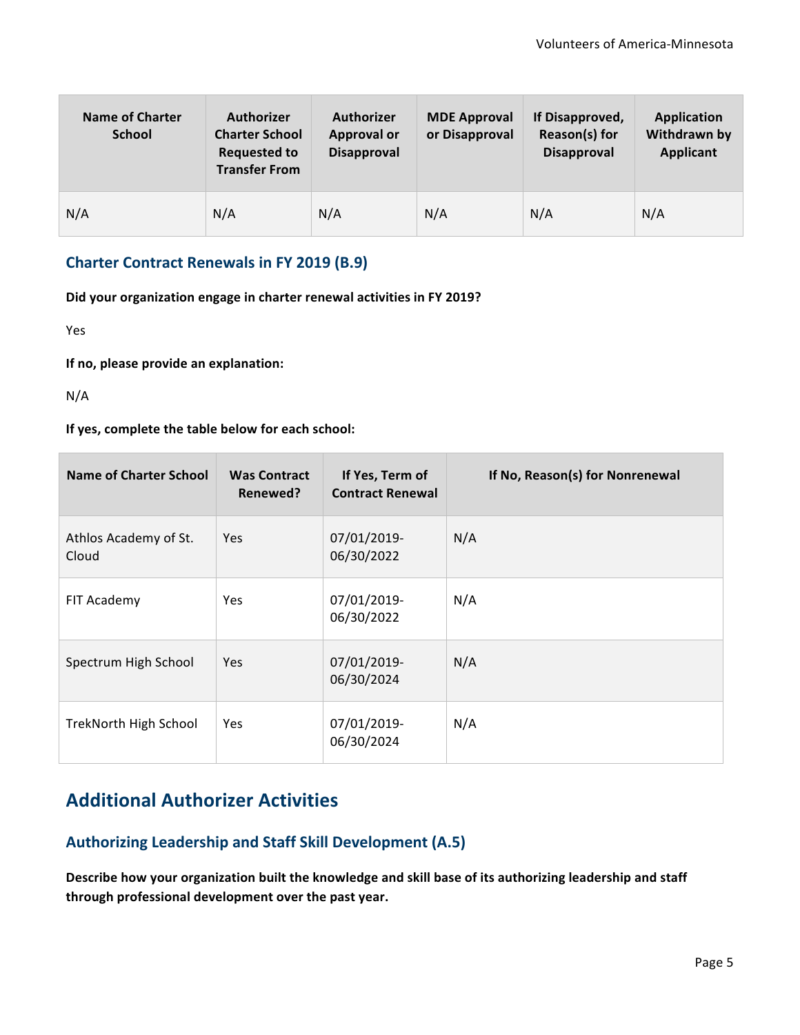| Name of Charter School | Authorizer Charter School Requested to Transfer From | Authorizer Approval or Disapproval | MDE Approval or Disapproval | If Disapproved, Reason(s) for Disapproval | Application Withdrawn by Applicant |
|---|---|---|---|---|---|
| N/A | N/A | N/A | N/A | N/A | N/A |

### Charter Contract Renewals in FY 2019 (B.9)

**Did your organization engage in charter renewal activities in FY 2019?**

Yes

**If no, please provide an explanation:**

N/A

**If yes, complete the table below for each school:**

| Name of Charter School | Was Contract Renewed? | If Yes, Term of Contract Renewal | If No, Reason(s) for Nonrenewal |
|---|---|---|---|
| Athlos Academy of St. Cloud | Yes | 07/01/2019-06/30/2022 | N/A |
| FIT Academy | Yes | 07/01/2019-06/30/2022 | N/A |
| Spectrum High School | Yes | 07/01/2019-06/30/2024 | N/A |
| TrekNorth High School | Yes | 07/01/2019-06/30/2024 | N/A |

## Additional Authorizer Activities

### Authorizing Leadership and Staff Skill Development (A.5)

**Describe how your organization built the knowledge and skill base of its authorizing leadership and staff through professional development over the past year.**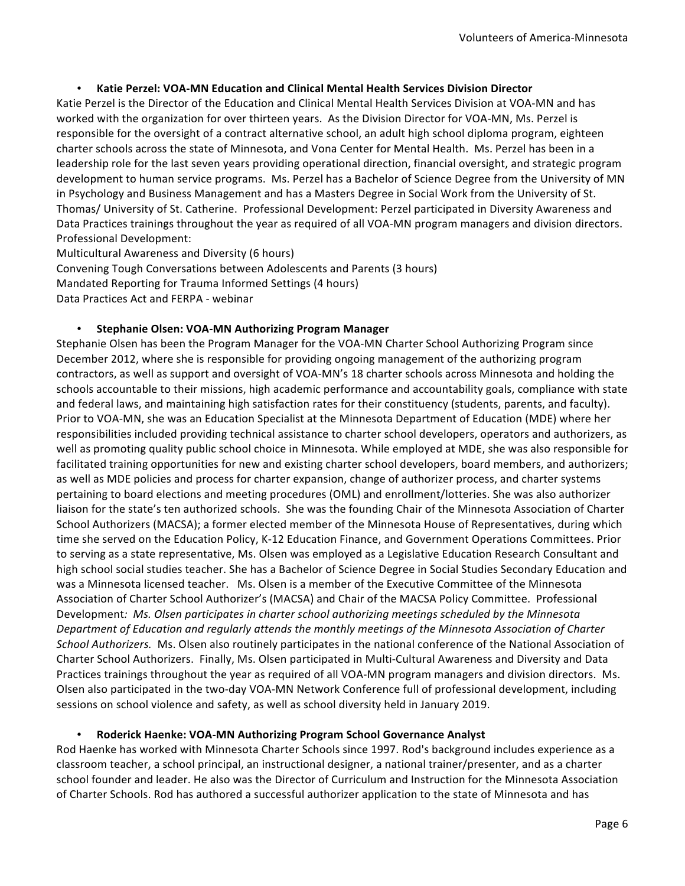- **Katie Perzel: VOA-MN Education and Clinical Mental Health Services Division Director**

Katie Perzel is the Director of the Education and Clinical Mental Health Services Division at VOA-MN and has worked with the organization for over thirteen years. As the Division Director for VOA-MN, Ms. Perzel is responsible for the oversight of a contract alternative school, an adult high school diploma program, eighteen charter schools across the state of Minnesota, and Vona Center for Mental Health. Ms. Perzel has been in a leadership role for the last seven years providing operational direction, financial oversight, and strategic program development to human service programs. Ms. Perzel has a Bachelor of Science Degree from the University of MN in Psychology and Business Management and has a Masters Degree in Social Work from the University of St. Thomas/ University of St. Catherine. Professional Development: Perzel participated in Diversity Awareness and Data Practices trainings throughout the year as required of all VOA-MN program managers and division directors.
Professional Development:
Multicultural Awareness and Diversity (6 hours)
Convening Tough Conversations between Adolescents and Parents (3 hours)
Mandated Reporting for Trauma Informed Settings (4 hours)
Data Practices Act and FERPA - webinar

- **Stephanie Olsen: VOA-MN Authorizing Program Manager**

Stephanie Olsen has been the Program Manager for the VOA-MN Charter School Authorizing Program since December 2012, where she is responsible for providing ongoing management of the authorizing program contractors, as well as support and oversight of VOA-MN's 18 charter schools across Minnesota and holding the schools accountable to their missions, high academic performance and accountability goals, compliance with state and federal laws, and maintaining high satisfaction rates for their constituency (students, parents, and faculty). Prior to VOA-MN, she was an Education Specialist at the Minnesota Department of Education (MDE) where her responsibilities included providing technical assistance to charter school developers, operators and authorizers, as well as promoting quality public school choice in Minnesota. While employed at MDE, she was also responsible for facilitated training opportunities for new and existing charter school developers, board members, and authorizers; as well as MDE policies and process for charter expansion, change of authorizer process, and charter systems pertaining to board elections and meeting procedures (OML) and enrollment/lotteries. She was also authorizer liaison for the state's ten authorized schools. She was the founding Chair of the Minnesota Association of Charter School Authorizers (MACSA); a former elected member of the Minnesota House of Representatives, during which time she served on the Education Policy, K-12 Education Finance, and Government Operations Committees. Prior to serving as a state representative, Ms. Olsen was employed as a Legislative Education Research Consultant and high school social studies teacher. She has a Bachelor of Science Degree in Social Studies Secondary Education and was a Minnesota licensed teacher. Ms. Olsen is a member of the Executive Committee of the Minnesota Association of Charter School Authorizer's (MACSA) and Chair of the MACSA Policy Committee. Professional Development*: Ms. Olsen participates in charter school authorizing meetings scheduled by the Minnesota Department of Education and regularly attends the monthly meetings of the Minnesota Association of Charter School Authorizers.* Ms. Olsen also routinely participates in the national conference of the National Association of Charter School Authorizers. Finally, Ms. Olsen participated in Multi-Cultural Awareness and Diversity and Data Practices trainings throughout the year as required of all VOA-MN program managers and division directors. Ms. Olsen also participated in the two-day VOA-MN Network Conference full of professional development, including sessions on school violence and safety, as well as school diversity held in January 2019.

- **Roderick Haenke: VOA-MN Authorizing Program School Governance Analyst**

Rod Haenke has worked with Minnesota Charter Schools since 1997. Rod's background includes experience as a classroom teacher, a school principal, an instructional designer, a national trainer/presenter, and as a charter school founder and leader. He also was the Director of Curriculum and Instruction for the Minnesota Association of Charter Schools. Rod has authored a successful authorizer application to the state of Minnesota and has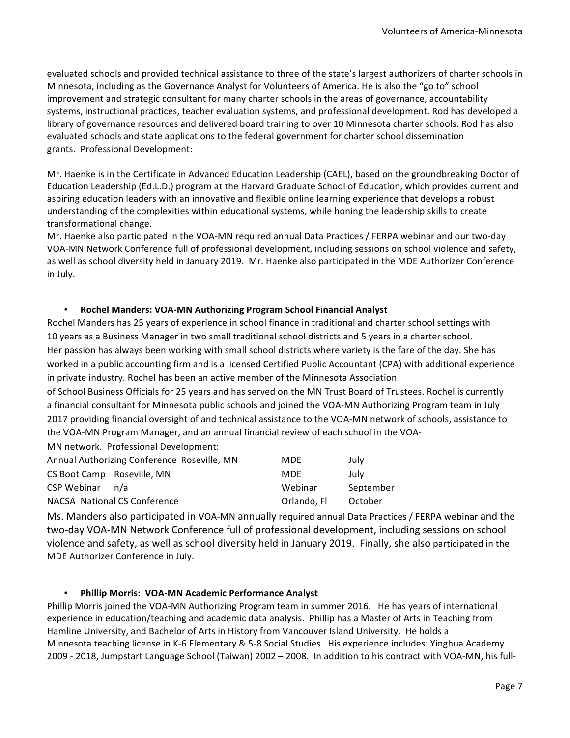evaluated schools and provided technical assistance to three of the state's largest authorizers of charter schools in Minnesota, including as the Governance Analyst for Volunteers of America. He is also the "go to" school improvement and strategic consultant for many charter schools in the areas of governance, accountability systems, instructional practices, teacher evaluation systems, and professional development. Rod has developed a library of governance resources and delivered board training to over 10 Minnesota charter schools. Rod has also evaluated schools and state applications to the federal government for charter school dissemination grants. Professional Development:

Mr. Haenke is in the Certificate in Advanced Education Leadership (CAEL), based on the groundbreaking Doctor of Education Leadership (Ed.L.D.) program at the Harvard Graduate School of Education, which provides current and aspiring education leaders with an innovative and flexible online learning experience that develops a robust understanding of the complexities within educational systems, while honing the leadership skills to create transformational change.

Mr. Haenke also participated in the VOA-MN required annual Data Practices / FERPA webinar and our two-day VOA-MN Network Conference full of professional development, including sessions on school violence and safety, as well as school diversity held in January 2019. Mr. Haenke also participated in the MDE Authorizer Conference in July.

- **Rochel Manders: VOA-MN Authorizing Program School Financial Analyst**

Rochel Manders has 25 years of experience in school finance in traditional and charter school settings with 10 years as a Business Manager in two small traditional school districts and 5 years in a charter school. Her passion has always been working with small school districts where variety is the fare of the day. She has worked in a public accounting firm and is a licensed Certified Public Accountant (CPA) with additional experience in private industry. Rochel has been an active member of the Minnesota Association of School Business Officials for 25 years and has served on the MN Trust Board of Trustees. Rochel is currently a financial consultant for Minnesota public schools and joined the VOA-MN Authorizing Program team in July 2017 providing financial oversight of and technical assistance to the VOA-MN network of schools, assistance to the VOA-MN Program Manager, and an annual financial review of each school in the VOA-MN network. Professional Development:

| | | |
|---|---|---|
| Annual Authorizing Conference Roseville, MN | MDE | July |
| CS Boot Camp Roseville, MN | MDE | July |
| CSP Webinar n/a | Webinar | September |
| NACSA National CS Conference | Orlando, Fl | October |

Ms. Manders also participated in VOA-MN annually required annual Data Practices / FERPA webinar and the two-day VOA-MN Network Conference full of professional development, including sessions on school violence and safety, as well as school diversity held in January 2019. Finally, she also participated in the MDE Authorizer Conference in July.

- **Phillip Morris: VOA-MN Academic Performance Analyst**

Phillip Morris joined the VOA-MN Authorizing Program team in summer 2016. He has years of international experience in education/teaching and academic data analysis. Phillip has a Master of Arts in Teaching from Hamline University, and Bachelor of Arts in History from Vancouver Island University. He holds a Minnesota teaching license in K-6 Elementary & 5-8 Social Studies. His experience includes: Yinghua Academy 2009 - 2018, Jumpstart Language School (Taiwan) 2002 – 2008. In addition to his contract with VOA-MN, his full-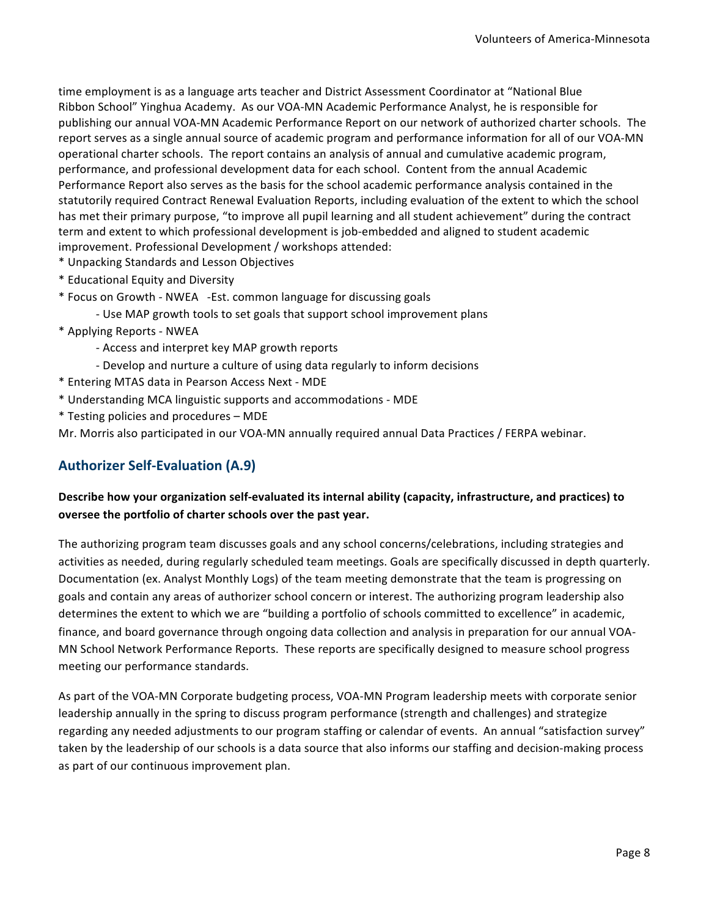time employment is as a language arts teacher and District Assessment Coordinator at "National Blue Ribbon School" Yinghua Academy. As our VOA-MN Academic Performance Analyst, he is responsible for publishing our annual VOA-MN Academic Performance Report on our network of authorized charter schools. The report serves as a single annual source of academic program and performance information for all of our VOA-MN operational charter schools. The report contains an analysis of annual and cumulative academic program, performance, and professional development data for each school. Content from the annual Academic Performance Report also serves as the basis for the school academic performance analysis contained in the statutorily required Contract Renewal Evaluation Reports, including evaluation of the extent to which the school has met their primary purpose, "to improve all pupil learning and all student achievement" during the contract term and extent to which professional development is job-embedded and aligned to student academic improvement. Professional Development / workshops attended:

* Unpacking Standards and Lesson Objectives
* Educational Equity and Diversity
* Focus on Growth - NWEA -Est. common language for discussing goals
  - Use MAP growth tools to set goals that support school improvement plans
* Applying Reports - NWEA
  - Access and interpret key MAP growth reports
  - Develop and nurture a culture of using data regularly to inform decisions
* Entering MTAS data in Pearson Access Next - MDE
* Understanding MCA linguistic supports and accommodations - MDE
* Testing policies and procedures – MDE

Mr. Morris also participated in our VOA-MN annually required annual Data Practices / FERPA webinar.

## Authorizer Self-Evaluation (A.9)

**Describe how your organization self-evaluated its internal ability (capacity, infrastructure, and practices) to oversee the portfolio of charter schools over the past year.**

The authorizing program team discusses goals and any school concerns/celebrations, including strategies and activities as needed, during regularly scheduled team meetings. Goals are specifically discussed in depth quarterly. Documentation (ex. Analyst Monthly Logs) of the team meeting demonstrate that the team is progressing on goals and contain any areas of authorizer school concern or interest. The authorizing program leadership also determines the extent to which we are "building a portfolio of schools committed to excellence" in academic, finance, and board governance through ongoing data collection and analysis in preparation for our annual VOA-MN School Network Performance Reports. These reports are specifically designed to measure school progress meeting our performance standards.

As part of the VOA-MN Corporate budgeting process, VOA-MN Program leadership meets with corporate senior leadership annually in the spring to discuss program performance (strength and challenges) and strategize regarding any needed adjustments to our program staffing or calendar of events. An annual "satisfaction survey" taken by the leadership of our schools is a data source that also informs our staffing and decision-making process as part of our continuous improvement plan.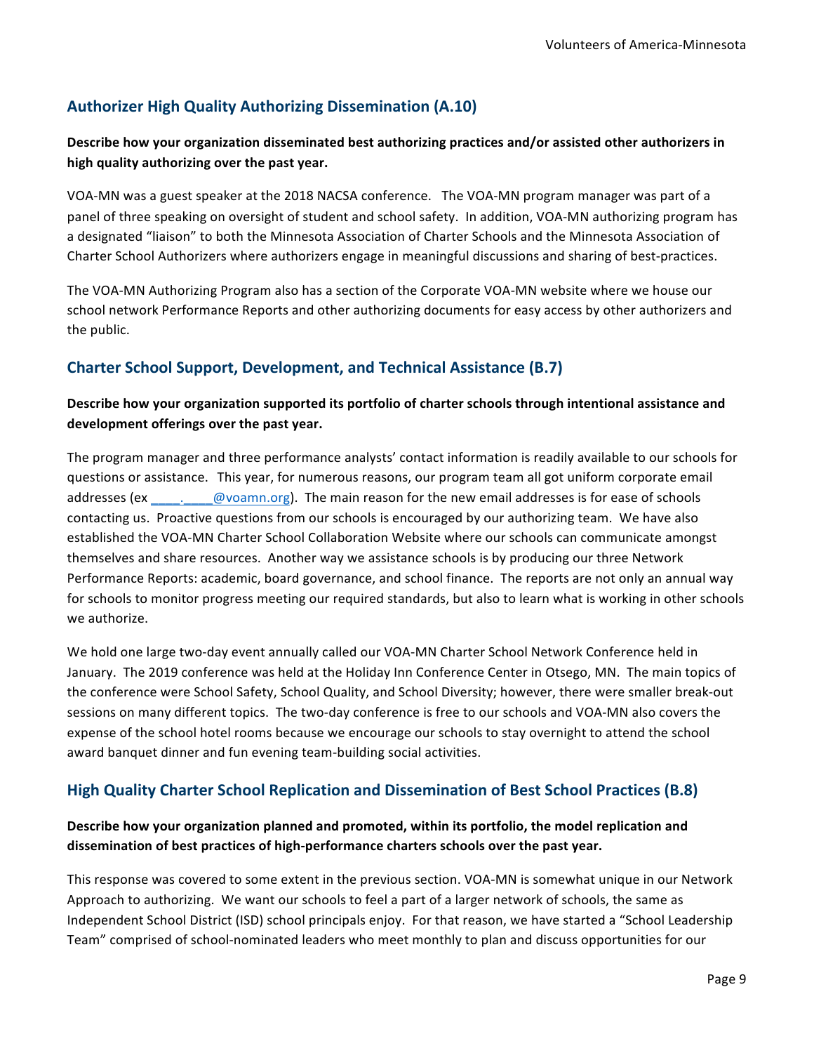## Authorizer High Quality Authorizing Dissemination (A.10)

**Describe how your organization disseminated best authorizing practices and/or assisted other authorizers in high quality authorizing over the past year.**

VOA-MN was a guest speaker at the 2018 NACSA conference. The VOA-MN program manager was part of a panel of three speaking on oversight of student and school safety. In addition, VOA-MN authorizing program has a designated "liaison" to both the Minnesota Association of Charter Schools and the Minnesota Association of Charter School Authorizers where authorizers engage in meaningful discussions and sharing of best-practices.

The VOA-MN Authorizing Program also has a section of the Corporate VOA-MN website where we house our school network Performance Reports and other authorizing documents for easy access by other authorizers and the public.

## Charter School Support, Development, and Technical Assistance (B.7)

**Describe how your organization supported its portfolio of charter schools through intentional assistance and development offerings over the past year.**

The program manager and three performance analysts' contact information is readily available to our schools for questions or assistance. This year, for numerous reasons, our program team all got uniform corporate email addresses (ex ____.____@voamn.org). The main reason for the new email addresses is for ease of schools contacting us. Proactive questions from our schools is encouraged by our authorizing team. We have also established the VOA-MN Charter School Collaboration Website where our schools can communicate amongst themselves and share resources. Another way we assistance schools is by producing our three Network Performance Reports: academic, board governance, and school finance. The reports are not only an annual way for schools to monitor progress meeting our required standards, but also to learn what is working in other schools we authorize.

We hold one large two-day event annually called our VOA-MN Charter School Network Conference held in January. The 2019 conference was held at the Holiday Inn Conference Center in Otsego, MN. The main topics of the conference were School Safety, School Quality, and School Diversity; however, there were smaller break-out sessions on many different topics. The two-day conference is free to our schools and VOA-MN also covers the expense of the school hotel rooms because we encourage our schools to stay overnight to attend the school award banquet dinner and fun evening team-building social activities.

## High Quality Charter School Replication and Dissemination of Best School Practices (B.8)

**Describe how your organization planned and promoted, within its portfolio, the model replication and dissemination of best practices of high-performance charters schools over the past year.**

This response was covered to some extent in the previous section. VOA-MN is somewhat unique in our Network Approach to authorizing. We want our schools to feel a part of a larger network of schools, the same as Independent School District (ISD) school principals enjoy. For that reason, we have started a "School Leadership Team" comprised of school-nominated leaders who meet monthly to plan and discuss opportunities for our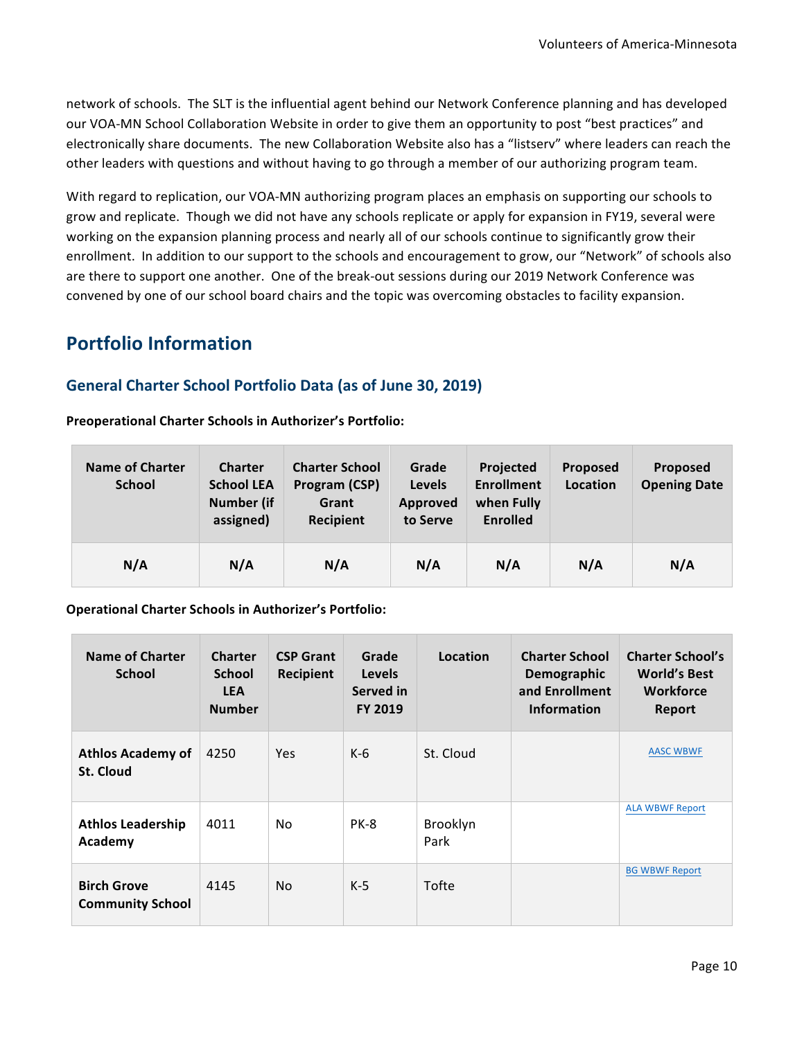network of schools. The SLT is the influential agent behind our Network Conference planning and has developed our VOA-MN School Collaboration Website in order to give them an opportunity to post "best practices" and electronically share documents. The new Collaboration Website also has a "listserv" where leaders can reach the other leaders with questions and without having to go through a member of our authorizing program team.

With regard to replication, our VOA-MN authorizing program places an emphasis on supporting our schools to grow and replicate. Though we did not have any schools replicate or apply for expansion in FY19, several were working on the expansion planning process and nearly all of our schools continue to significantly grow their enrollment. In addition to our support to the schools and encouragement to grow, our "Network" of schools also are there to support one another. One of the break-out sessions during our 2019 Network Conference was convened by one of our school board chairs and the topic was overcoming obstacles to facility expansion.

# Portfolio Information

## General Charter School Portfolio Data (as of June 30, 2019)

**Preoperational Charter Schools in Authorizer's Portfolio:**

| Name of Charter School | Charter School LEA Number (if assigned) | Charter School Program (CSP) Grant Recipient | Grade Levels Approved to Serve | Projected Enrollment when Fully Enrolled | Proposed Location | Proposed Opening Date |
|---|---|---|---|---|---|---|
| N/A | N/A | N/A | N/A | N/A | N/A | N/A |

**Operational Charter Schools in Authorizer's Portfolio:**

| Name of Charter School | Charter School LEA Number | CSP Grant Recipient | Grade Levels Served in FY 2019 | Location | Charter School Demographic and Enrollment Information | Charter School's World's Best Workforce Report |
|---|---|---|---|---|---|---|
| **Athlos Academy of St. Cloud** | 4250 | Yes | K-6 | St. Cloud | | AASC WBWF |
| **Athlos Leadership Academy** | 4011 | No | PK-8 | Brooklyn Park | | ALA WBWF Report |
| **Birch Grove Community School** | 4145 | No | K-5 | Tofte | | BG WBWF Report |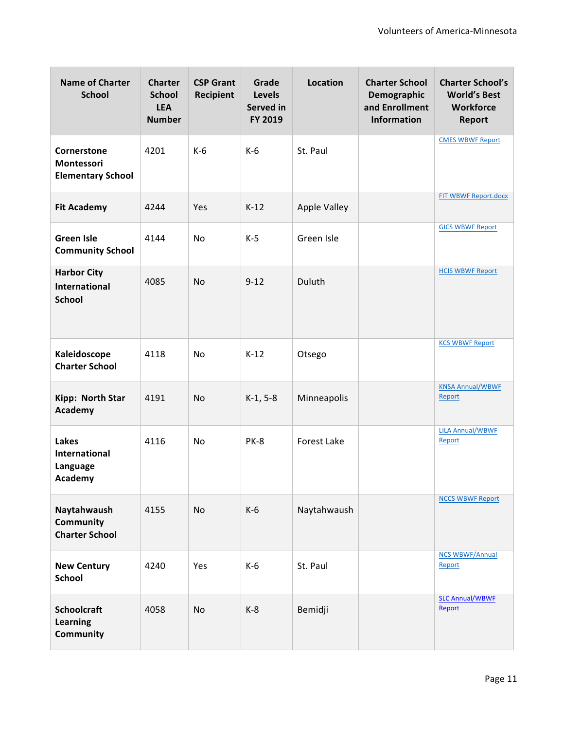| Name of Charter School | Charter School LEA Number | CSP Grant Recipient | Grade Levels Served in FY 2019 | Location | Charter School Demographic and Enrollment Information | Charter School's World's Best Workforce Report |
|---|---|---|---|---|---|---|
| **Cornerstone Montessori Elementary School** | 4201 | K-6 | K-6 | St. Paul | | CMES WBWF Report |
| **Fit Academy** | 4244 | Yes | K-12 | Apple Valley | | FIT WBWF Report.docx |
| **Green Isle Community School** | 4144 | No | K-5 | Green Isle | | GICS WBWF Report |
| **Harbor City International School** | 4085 | No | 9-12 | Duluth | | HCIS WBWF Report |
| **Kaleidoscope Charter School** | 4118 | No | K-12 | Otsego | | KCS WBWF Report |
| **Kipp: North Star Academy** | 4191 | No | K-1, 5-8 | Minneapolis | | KNSA Annual/WBWF Report |
| **Lakes International Language Academy** | 4116 | No | PK-8 | Forest Lake | | LILA Annual/WBWF Report |
| **Naytahwaush Community Charter School** | 4155 | No | K-6 | Naytahwaush | | NCCS WBWF Report |
| **New Century School** | 4240 | Yes | K-6 | St. Paul | | NCS WBWF/Annual Report |
| **Schoolcraft Learning Community** | 4058 | No | K-8 | Bemidji | | SLC Annual/WBWF Report |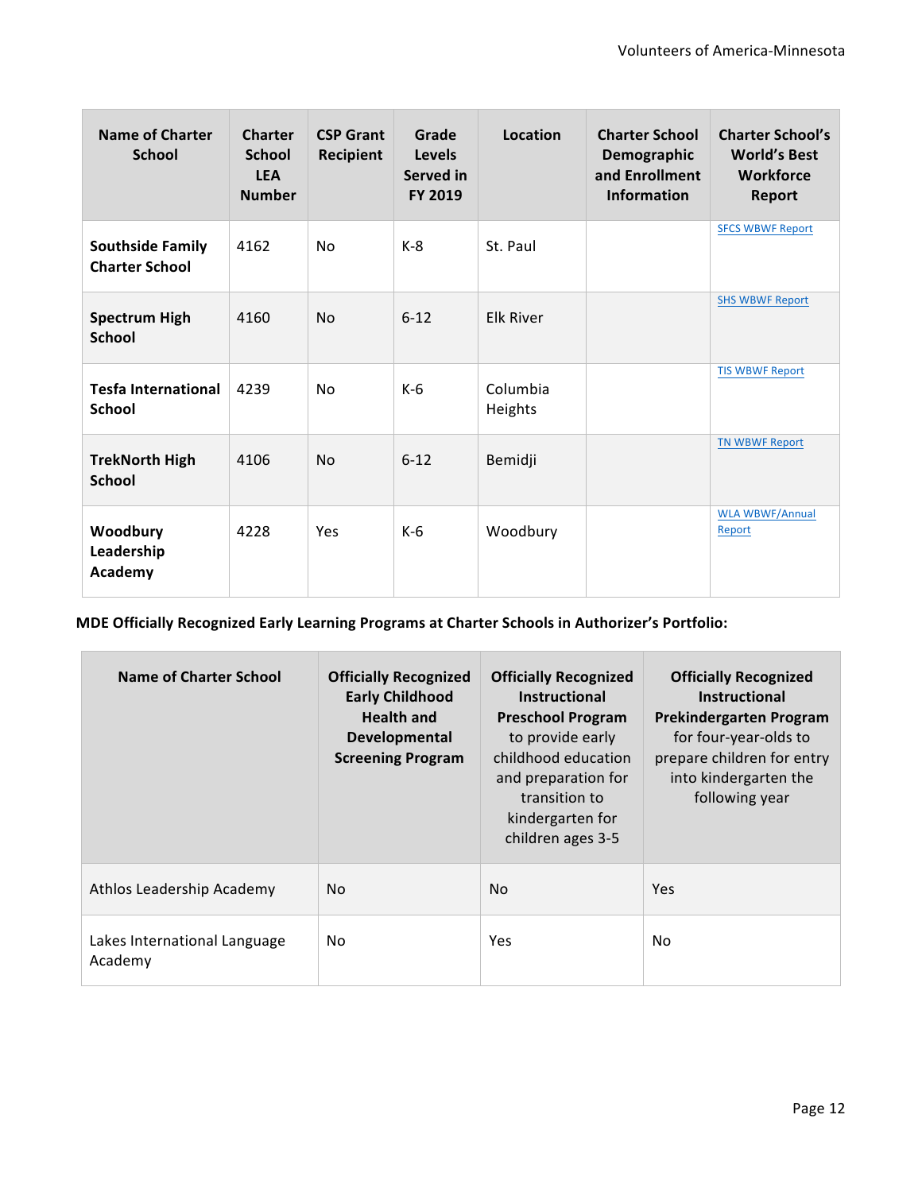| Name of Charter School | Charter School LEA Number | CSP Grant Recipient | Grade Levels Served in FY 2019 | Location | Charter School Demographic and Enrollment Information | Charter School's World's Best Workforce Report |
|---|---|---|---|---|---|---|
| **Southside Family Charter School** | 4162 | No | K-8 | St. Paul | | SFCS WBWF Report |
| **Spectrum High School** | 4160 | No | 6-12 | Elk River | | SHS WBWF Report |
| **Tesfa International School** | 4239 | No | K-6 | Columbia Heights | | TIS WBWF Report |
| **TrekNorth High School** | 4106 | No | 6-12 | Bemidji | | TN WBWF Report |
| **Woodbury Leadership Academy** | 4228 | Yes | K-6 | Woodbury | | WLA WBWF/Annual Report |

**MDE Officially Recognized Early Learning Programs at Charter Schools in Authorizer's Portfolio:**

| Name of Charter School | **Officially Recognized Early Childhood Health and Developmental Screening Program** | **Officially Recognized Instructional Preschool Program** to provide early childhood education and preparation for transition to kindergarten for children ages 3-5 | **Officially Recognized Instructional Prekindergarten Program** for four-year-olds to prepare children for entry into kindergarten the following year |
|---|---|---|---|
| Athlos Leadership Academy | No | No | Yes |
| Lakes International Language Academy | No | Yes | No |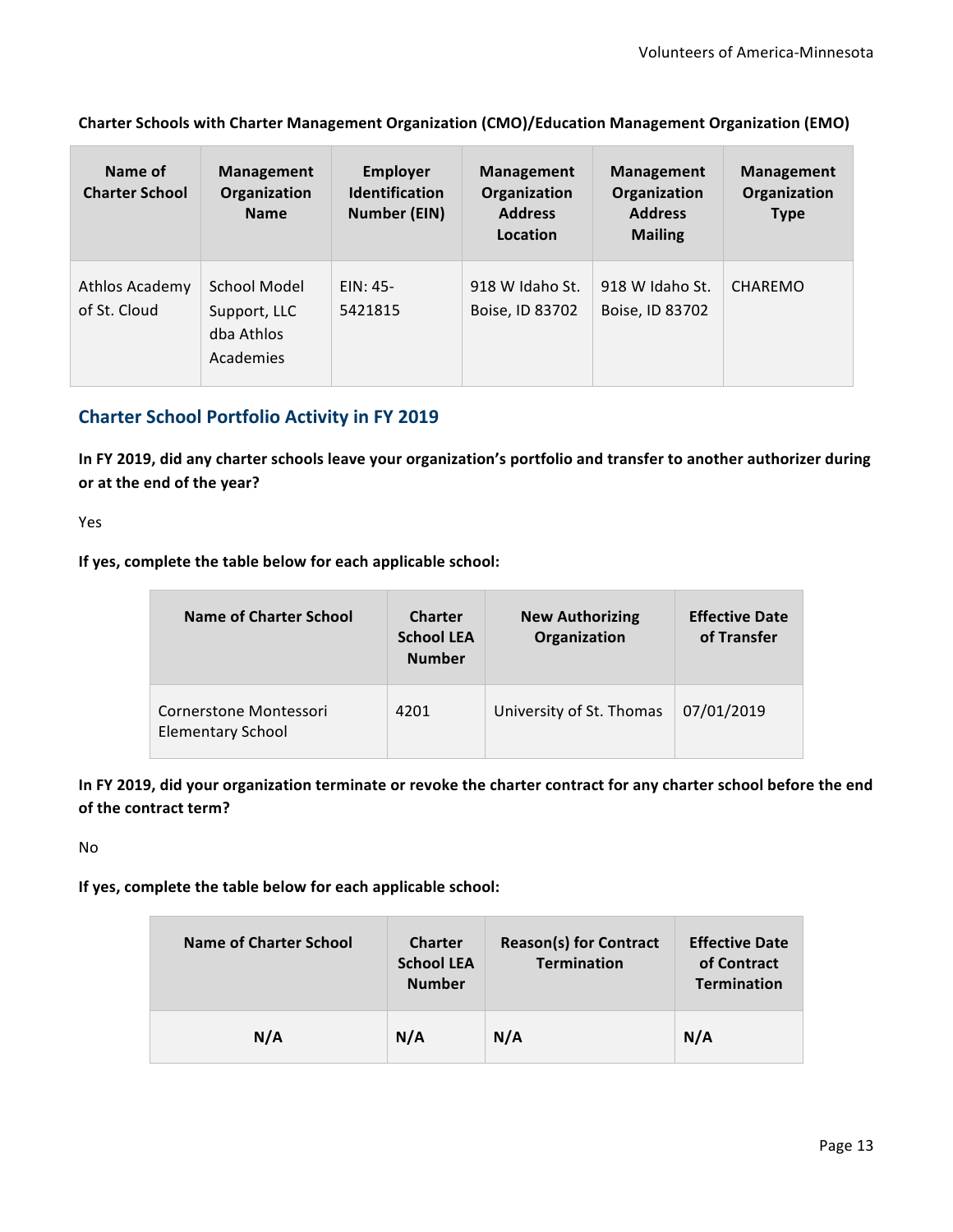**Charter Schools with Charter Management Organization (CMO)/Education Management Organization (EMO)**

| Name of Charter School | Management Organization Name | Employer Identification Number (EIN) | Management Organization Address Location | Management Organization Address Mailing | Management Organization Type |
|---|---|---|---|---|---|
| Athlos Academy of St. Cloud | School Model Support, LLC dba Athlos Academies | EIN: 45-5421815 | 918 W Idaho St. Boise, ID 83702 | 918 W Idaho St. Boise, ID 83702 | CHAREMO |

## Charter School Portfolio Activity in FY 2019

**In FY 2019, did any charter schools leave your organization's portfolio and transfer to another authorizer during or at the end of the year?**

Yes

**If yes, complete the table below for each applicable school:**

| Name of Charter School | Charter School LEA Number | New Authorizing Organization | Effective Date of Transfer |
|---|---|---|---|
| Cornerstone Montessori Elementary School | 4201 | University of St. Thomas | 07/01/2019 |

**In FY 2019, did your organization terminate or revoke the charter contract for any charter school before the end of the contract term?**

No

**If yes, complete the table below for each applicable school:**

| Name of Charter School | Charter School LEA Number | Reason(s) for Contract Termination | Effective Date of Contract Termination |
|---|---|---|---|
| **N/A** | **N/A** | **N/A** | **N/A** |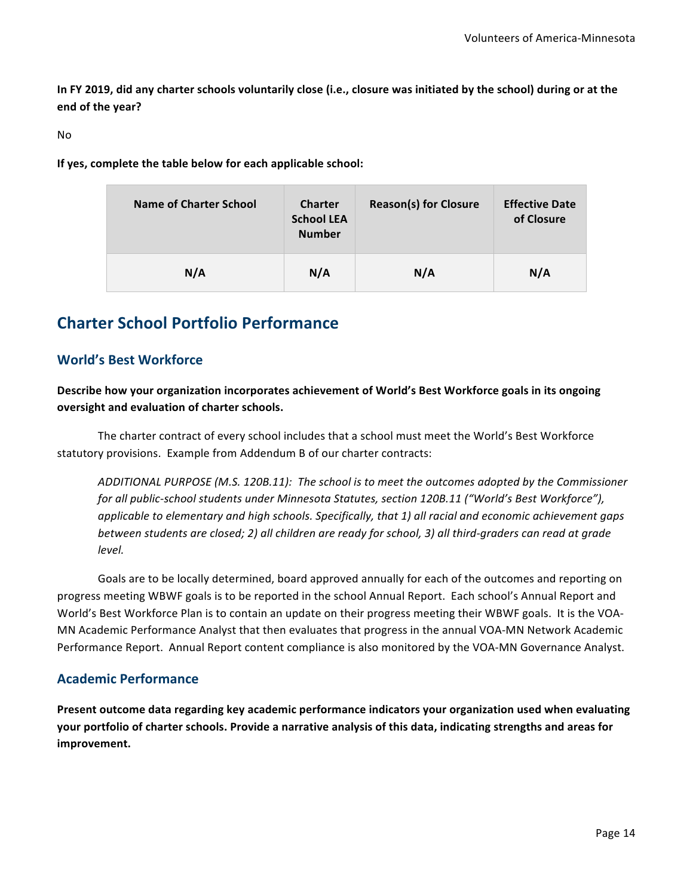**In FY 2019, did any charter schools voluntarily close (i.e., closure was initiated by the school) during or at the end of the year?**

No

**If yes, complete the table below for each applicable school:**

| Name of Charter School | Charter School LEA Number | Reason(s) for Closure | Effective Date of Closure |
|---|---|---|---|
| **N/A** | **N/A** | **N/A** | **N/A** |

## Charter School Portfolio Performance

### World's Best Workforce

**Describe how your organization incorporates achievement of World's Best Workforce goals in its ongoing oversight and evaluation of charter schools.**

The charter contract of every school includes that a school must meet the World's Best Workforce statutory provisions. Example from Addendum B of our charter contracts:

> *ADDITIONAL PURPOSE (M.S. 120B.11): The school is to meet the outcomes adopted by the Commissioner for all public-school students under Minnesota Statutes, section 120B.11 ("World's Best Workforce"), applicable to elementary and high schools. Specifically, that 1) all racial and economic achievement gaps between students are closed; 2) all children are ready for school, 3) all third-graders can read at grade level.*

Goals are to be locally determined, board approved annually for each of the outcomes and reporting on progress meeting WBWF goals is to be reported in the school Annual Report. Each school's Annual Report and World's Best Workforce Plan is to contain an update on their progress meeting their WBWF goals. It is the VOA-MN Academic Performance Analyst that then evaluates that progress in the annual VOA-MN Network Academic Performance Report. Annual Report content compliance is also monitored by the VOA-MN Governance Analyst.

### Academic Performance

**Present outcome data regarding key academic performance indicators your organization used when evaluating your portfolio of charter schools. Provide a narrative analysis of this data, indicating strengths and areas for improvement.**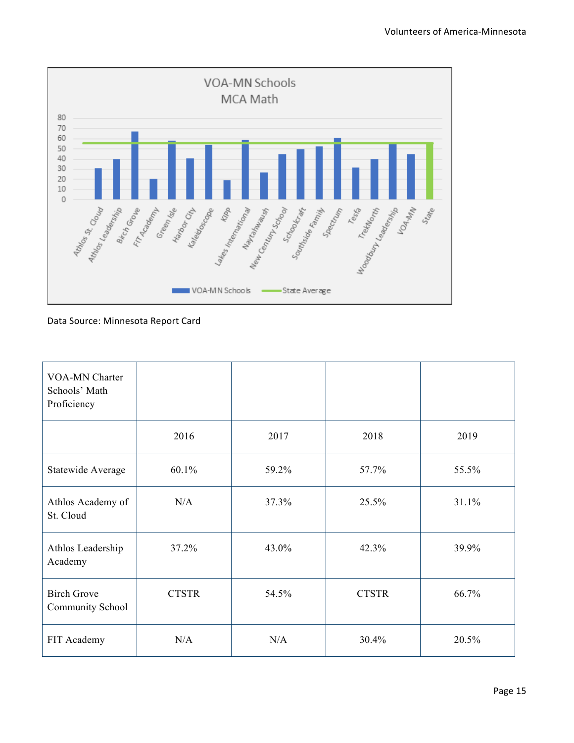**VOA-MN Schools MCA Math**

Data Source: Minnesota Report Card

| VOA-MN Charter Schools' Math Proficiency | | | | |
|---|---|---|---|---|
| | 2016 | 2017 | 2018 | 2019 |
| Statewide Average | 60.1% | 59.2% | 57.7% | 55.5% |
| Athlos Academy of St. Cloud | N/A | 37.3% | 25.5% | 31.1% |
| Athlos Leadership Academy | 37.2% | 43.0% | 42.3% | 39.9% |
| Birch Grove Community School | CTSTR | 54.5% | CTSTR | 66.7% |
| FIT Academy | N/A | N/A | 30.4% | 20.5% |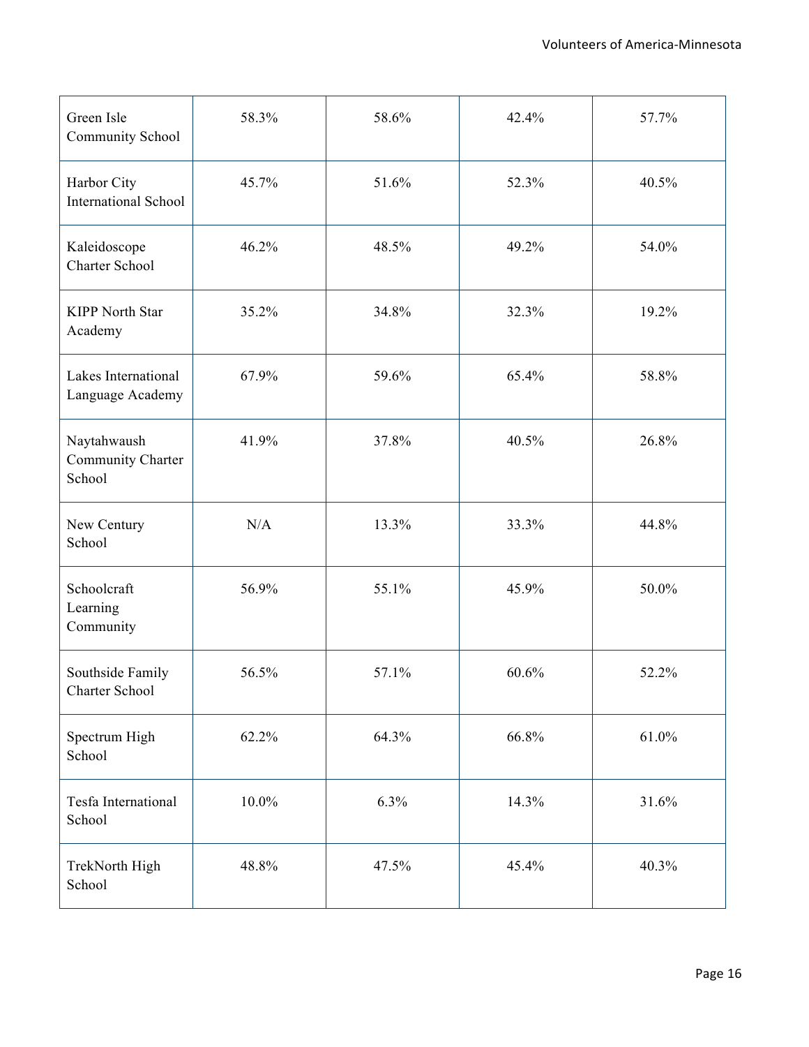| | | | | |
|---|---|---|---|---|
| Green Isle Community School | 58.3% | 58.6% | 42.4% | 57.7% |
| Harbor City International School | 45.7% | 51.6% | 52.3% | 40.5% |
| Kaleidoscope Charter School | 46.2% | 48.5% | 49.2% | 54.0% |
| KIPP North Star Academy | 35.2% | 34.8% | 32.3% | 19.2% |
| Lakes International Language Academy | 67.9% | 59.6% | 65.4% | 58.8% |
| Naytahwaush Community Charter School | 41.9% | 37.8% | 40.5% | 26.8% |
| New Century School | N/A | 13.3% | 33.3% | 44.8% |
| Schoolcraft Learning Community | 56.9% | 55.1% | 45.9% | 50.0% |
| Southside Family Charter School | 56.5% | 57.1% | 60.6% | 52.2% |
| Spectrum High School | 62.2% | 64.3% | 66.8% | 61.0% |
| Tesfa International School | 10.0% | 6.3% | 14.3% | 31.6% |
| TrekNorth High School | 48.8% | 47.5% | 45.4% | 40.3% |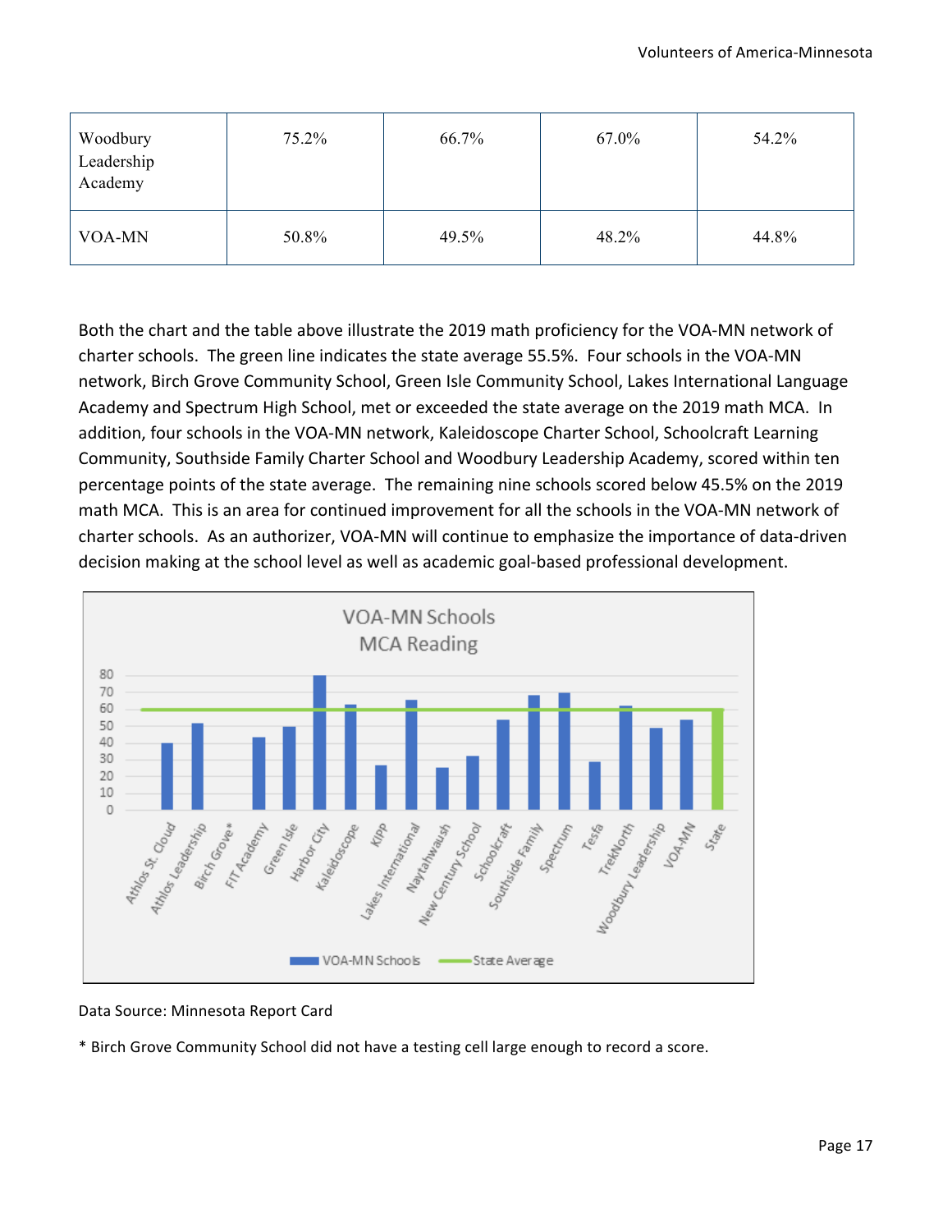| Woodbury Leadership Academy | 75.2% | 66.7% | 67.0% | 54.2% |
|---|---|---|---|---|
| VOA-MN | 50.8% | 49.5% | 48.2% | 44.8% |

Both the chart and the table above illustrate the 2019 math proficiency for the VOA-MN network of charter schools. The green line indicates the state average 55.5%. Four schools in the VOA-MN network, Birch Grove Community School, Green Isle Community School, Lakes International Language Academy and Spectrum High School, met or exceeded the state average on the 2019 math MCA. In addition, four schools in the VOA-MN network, Kaleidoscope Charter School, Schoolcraft Learning Community, Southside Family Charter School and Woodbury Leadership Academy, scored within ten percentage points of the state average. The remaining nine schools scored below 45.5% on the 2019 math MCA. This is an area for continued improvement for all the schools in the VOA-MN network of charter schools. As an authorizer, VOA-MN will continue to emphasize the importance of data-driven decision making at the school level as well as academic goal-based professional development.

VOA-MN Schools MCA Reading

Data Source: Minnesota Report Card

* Birch Grove Community School did not have a testing cell large enough to record a score.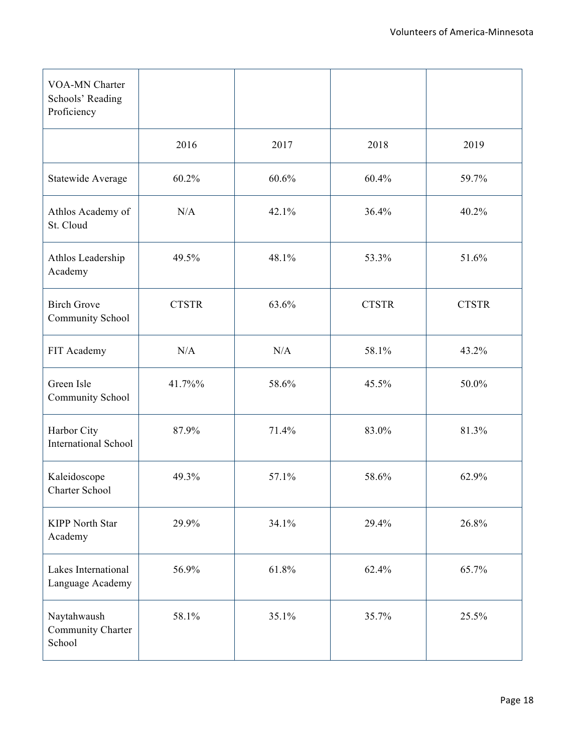| VOA-MN Charter Schools' Reading Proficiency | | | | |
|---|---|---|---|---|
| | 2016 | 2017 | 2018 | 2019 |
| Statewide Average | 60.2% | 60.6% | 60.4% | 59.7% |
| Athlos Academy of St. Cloud | N/A | 42.1% | 36.4% | 40.2% |
| Athlos Leadership Academy | 49.5% | 48.1% | 53.3% | 51.6% |
| Birch Grove Community School | CTSTR | 63.6% | CTSTR | CTSTR |
| FIT Academy | N/A | N/A | 58.1% | 43.2% |
| Green Isle Community School | 41.7%% | 58.6% | 45.5% | 50.0% |
| Harbor City International School | 87.9% | 71.4% | 83.0% | 81.3% |
| Kaleidoscope Charter School | 49.3% | 57.1% | 58.6% | 62.9% |
| KIPP North Star Academy | 29.9% | 34.1% | 29.4% | 26.8% |
| Lakes International Language Academy | 56.9% | 61.8% | 62.4% | 65.7% |
| Naytahwaush Community Charter School | 58.1% | 35.1% | 35.7% | 25.5% |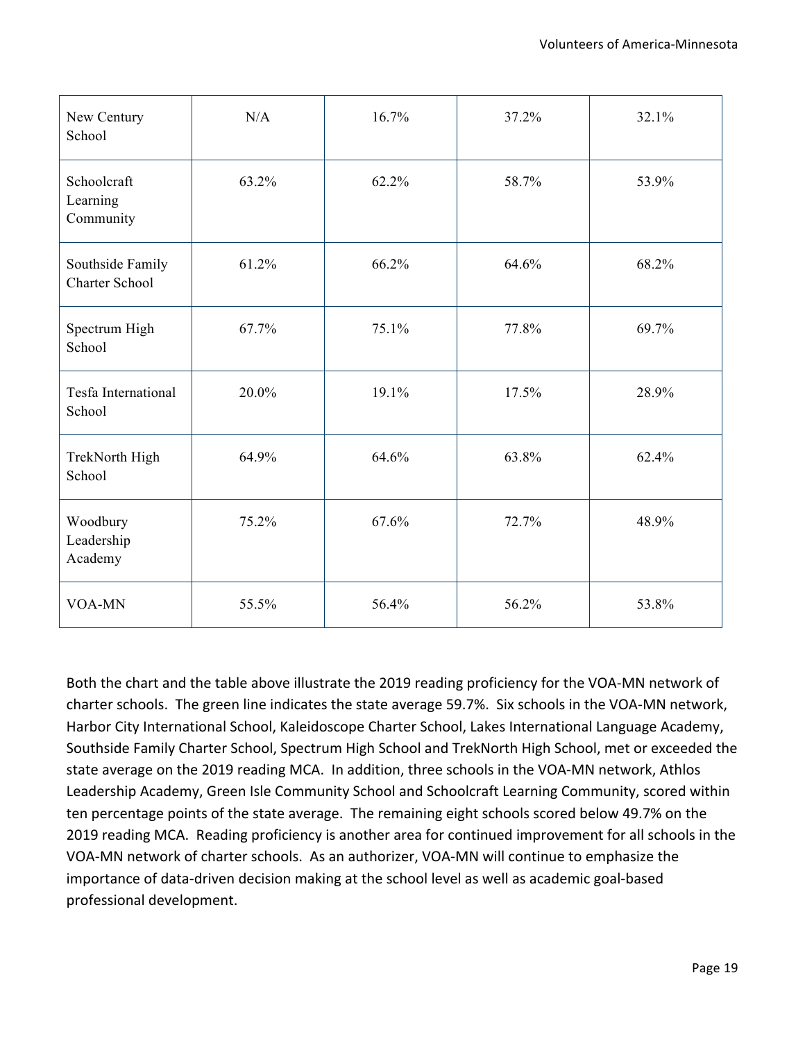| New Century School | N/A | 16.7% | 37.2% | 32.1% |
|---|---|---|---|---|
| Schoolcraft Learning Community | 63.2% | 62.2% | 58.7% | 53.9% |
| Southside Family Charter School | 61.2% | 66.2% | 64.6% | 68.2% |
| Spectrum High School | 67.7% | 75.1% | 77.8% | 69.7% |
| Tesfa International School | 20.0% | 19.1% | 17.5% | 28.9% |
| TrekNorth High School | 64.9% | 64.6% | 63.8% | 62.4% |
| Woodbury Leadership Academy | 75.2% | 67.6% | 72.7% | 48.9% |
| VOA-MN | 55.5% | 56.4% | 56.2% | 53.8% |

Both the chart and the table above illustrate the 2019 reading proficiency for the VOA-MN network of charter schools. The green line indicates the state average 59.7%. Six schools in the VOA-MN network, Harbor City International School, Kaleidoscope Charter School, Lakes International Language Academy, Southside Family Charter School, Spectrum High School and TrekNorth High School, met or exceeded the state average on the 2019 reading MCA. In addition, three schools in the VOA-MN network, Athlos Leadership Academy, Green Isle Community School and Schoolcraft Learning Community, scored within ten percentage points of the state average. The remaining eight schools scored below 49.7% on the 2019 reading MCA. Reading proficiency is another area for continued improvement for all schools in the VOA-MN network of charter schools. As an authorizer, VOA-MN will continue to emphasize the importance of data-driven decision making at the school level as well as academic goal-based professional development.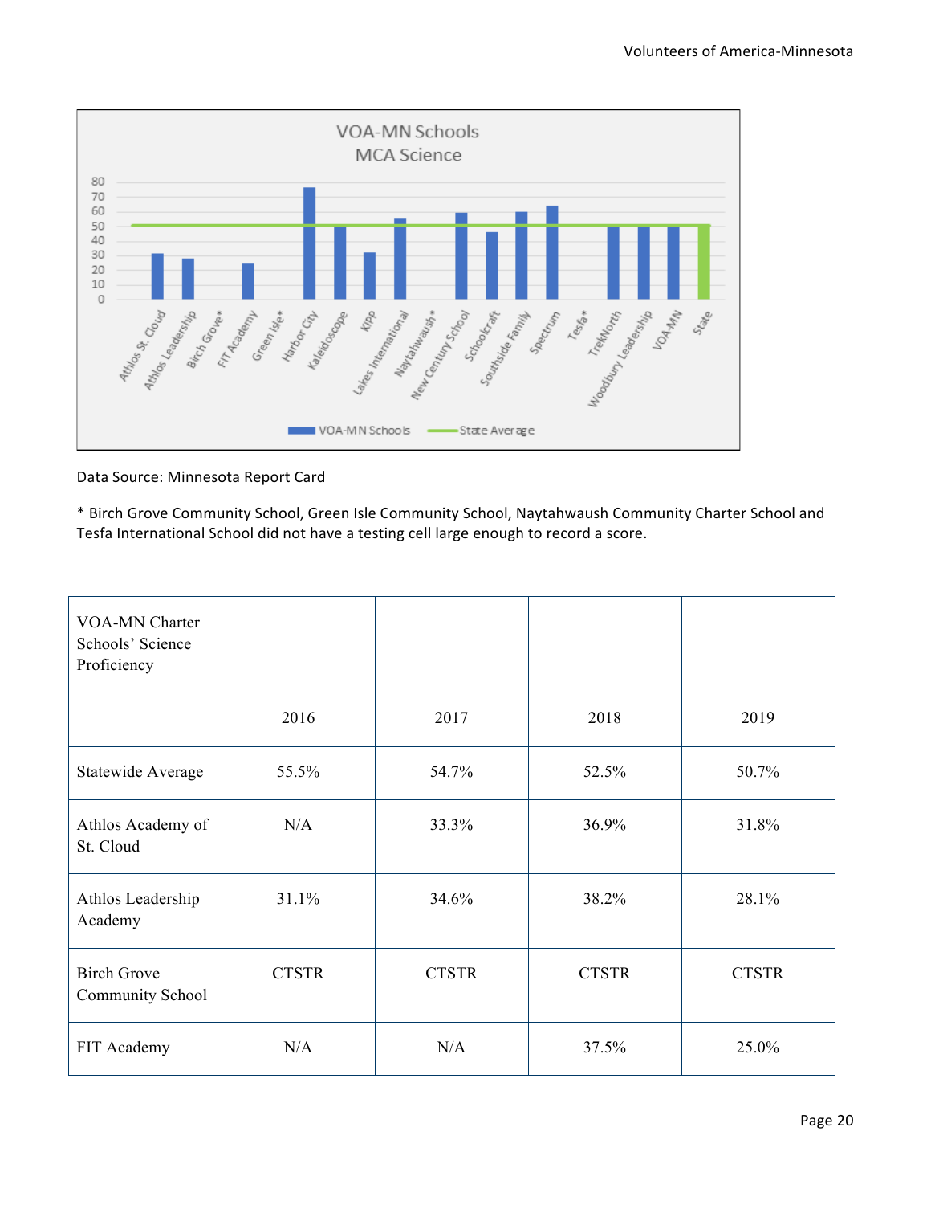Data Source: Minnesota Report Card

* Birch Grove Community School, Green Isle Community School, Naytahwaush Community Charter School and Tesfa International School did not have a testing cell large enough to record a score.

| VOA-MN Charter Schools' Science Proficiency | | | | |
|---|---|---|---|---|
| | 2016 | 2017 | 2018 | 2019 |
| Statewide Average | 55.5% | 54.7% | 52.5% | 50.7% |
| Athlos Academy of St. Cloud | N/A | 33.3% | 36.9% | 31.8% |
| Athlos Leadership Academy | 31.1% | 34.6% | 38.2% | 28.1% |
| Birch Grove Community School | CTSTR | CTSTR | CTSTR | CTSTR |
| FIT Academy | N/A | N/A | 37.5% | 25.0% |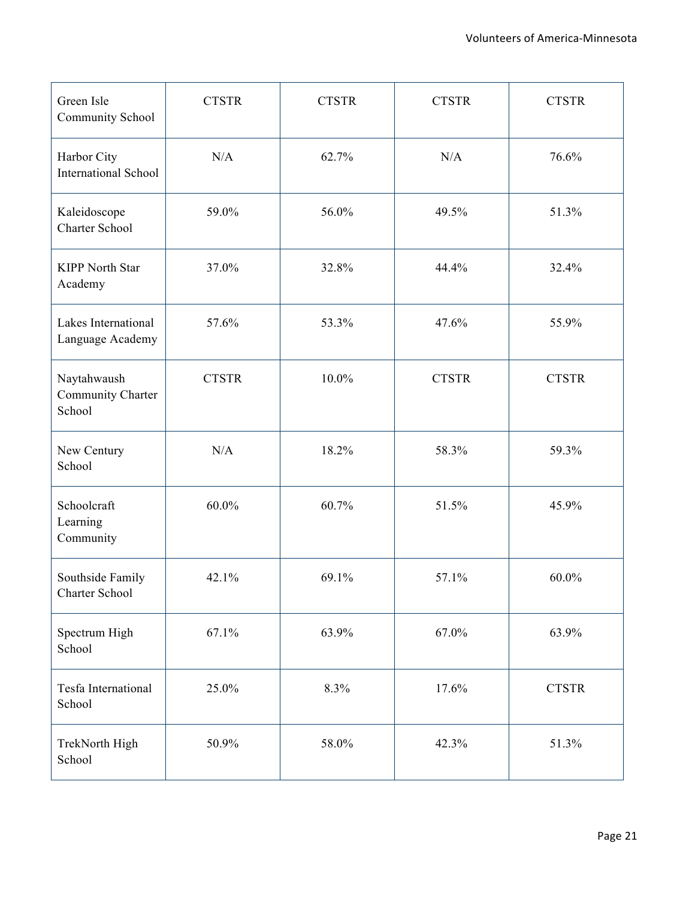| | | | | |
|---|---|---|---|---|
| Green Isle Community School | CTSTR | CTSTR | CTSTR | CTSTR |
| Harbor City International School | N/A | 62.7% | N/A | 76.6% |
| Kaleidoscope Charter School | 59.0% | 56.0% | 49.5% | 51.3% |
| KIPP North Star Academy | 37.0% | 32.8% | 44.4% | 32.4% |
| Lakes International Language Academy | 57.6% | 53.3% | 47.6% | 55.9% |
| Naytahwaush Community Charter School | CTSTR | 10.0% | CTSTR | CTSTR |
| New Century School | N/A | 18.2% | 58.3% | 59.3% |
| Schoolcraft Learning Community | 60.0% | 60.7% | 51.5% | 45.9% |
| Southside Family Charter School | 42.1% | 69.1% | 57.1% | 60.0% |
| Spectrum High School | 67.1% | 63.9% | 67.0% | 63.9% |
| Tesfa International School | 25.0% | 8.3% | 17.6% | CTSTR |
| TrekNorth High School | 50.9% | 58.0% | 42.3% | 51.3% |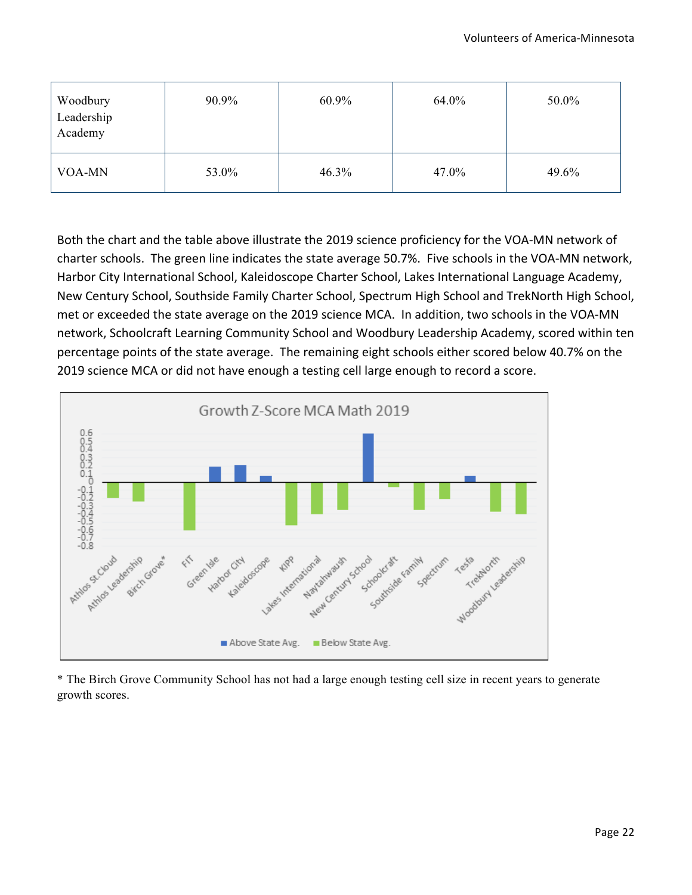| Woodbury Leadership Academy | 90.9% | 60.9% | 64.0% | 50.0% |
|---|---|---|---|---|
| VOA-MN | 53.0% | 46.3% | 47.0% | 49.6% |

Both the chart and the table above illustrate the 2019 science proficiency for the VOA-MN network of charter schools. The green line indicates the state average 50.7%. Five schools in the VOA-MN network, Harbor City International School, Kaleidoscope Charter School, Lakes International Language Academy, New Century School, Southside Family Charter School, Spectrum High School and TrekNorth High School, met or exceeded the state average on the 2019 science MCA. In addition, two schools in the VOA-MN network, Schoolcraft Learning Community School and Woodbury Leadership Academy, scored within ten percentage points of the state average. The remaining eight schools either scored below 40.7% on the 2019 science MCA or did not have enough a testing cell large enough to record a score.

Growth Z-Score MCA Math 2019

\* The Birch Grove Community School has not had a large enough testing cell size in recent years to generate growth scores.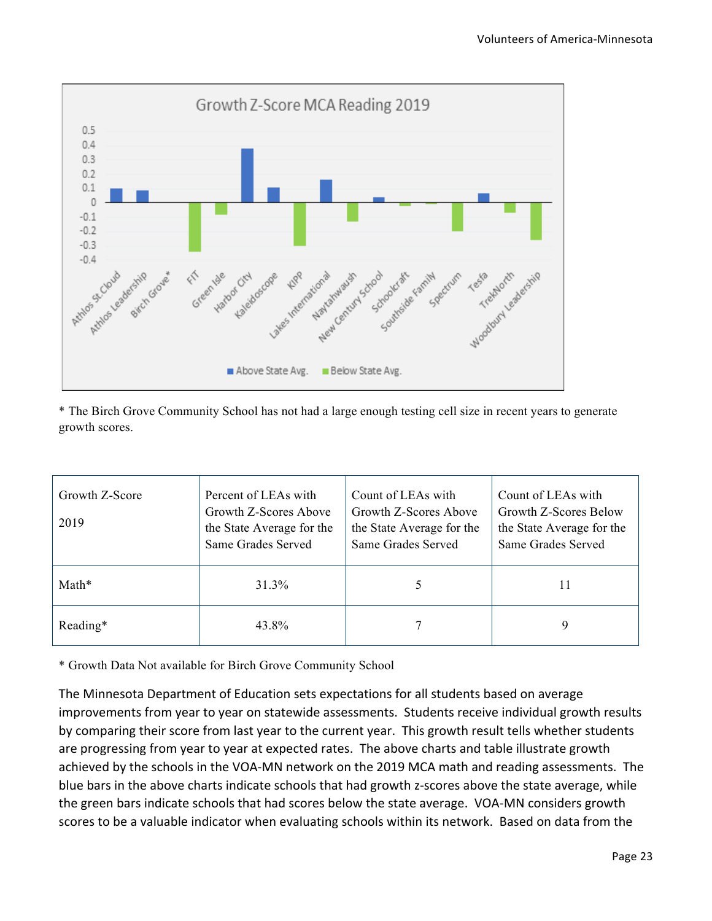Growth Z-Score MCA Reading 2019

* The Birch Grove Community School has not had a large enough testing cell size in recent years to generate growth scores.

| Growth Z-Score 2019 | Percent of LEAs with Growth Z-Scores Above the State Average for the Same Grades Served | Count of LEAs with Growth Z-Scores Above the State Average for the Same Grades Served | Count of LEAs with Growth Z-Scores Below the State Average for the Same Grades Served |
|---|---|---|---|
| Math* | 31.3% | 5 | 11 |
| Reading* | 43.8% | 7 | 9 |

* Growth Data Not available for Birch Grove Community School

The Minnesota Department of Education sets expectations for all students based on average improvements from year to year on statewide assessments. Students receive individual growth results by comparing their score from last year to the current year. This growth result tells whether students are progressing from year to year at expected rates. The above charts and table illustrate growth achieved by the schools in the VOA-MN network on the 2019 MCA math and reading assessments. The blue bars in the above charts indicate schools that had growth z-scores above the state average, while the green bars indicate schools that had scores below the state average. VOA-MN considers growth scores to be a valuable indicator when evaluating schools within its network. Based on data from the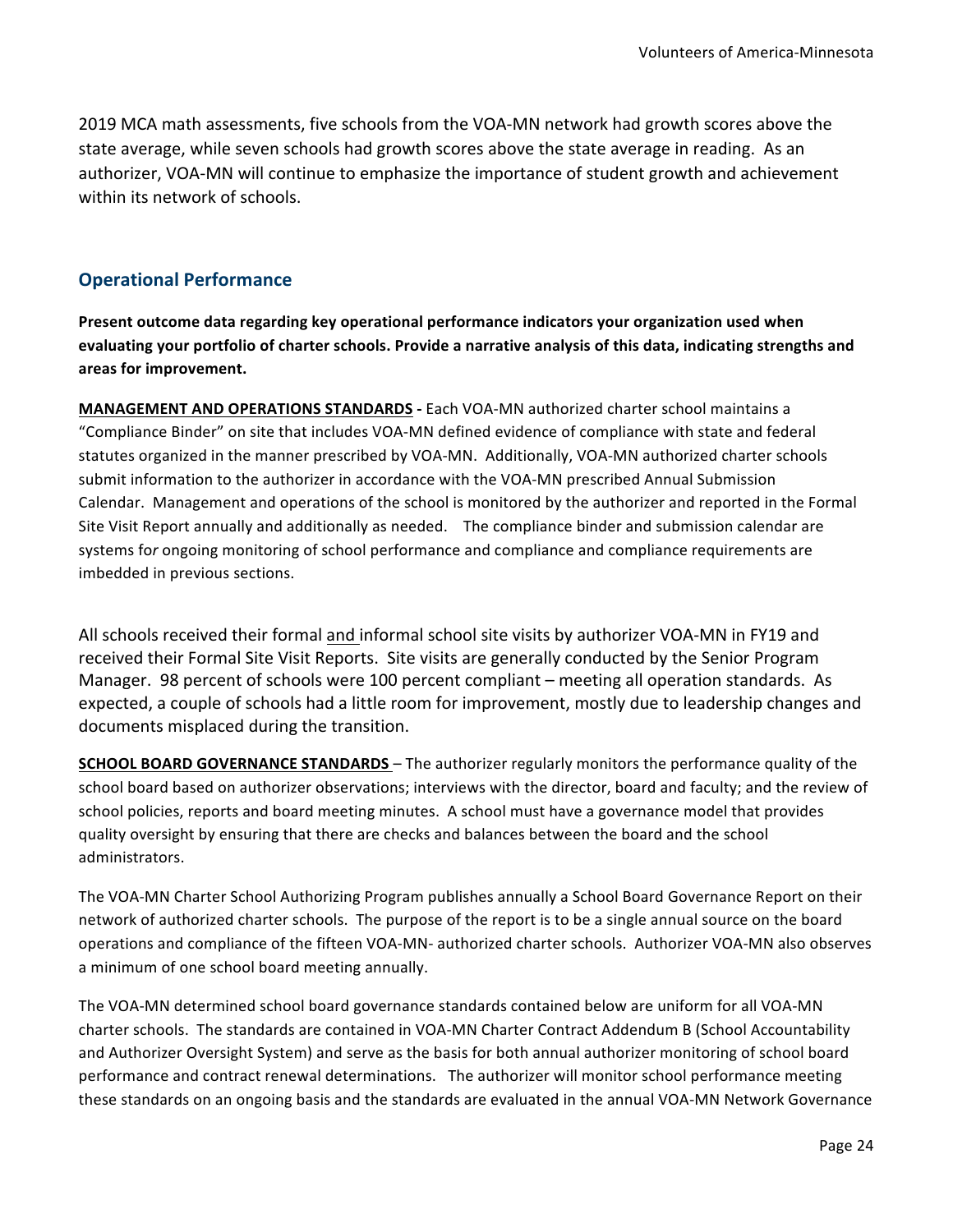2019 MCA math assessments, five schools from the VOA-MN network had growth scores above the state average, while seven schools had growth scores above the state average in reading. As an authorizer, VOA-MN will continue to emphasize the importance of student growth and achievement within its network of schools.

## Operational Performance

**Present outcome data regarding key operational performance indicators your organization used when evaluating your portfolio of charter schools. Provide a narrative analysis of this data, indicating strengths and areas for improvement.**

**MANAGEMENT AND OPERATIONS STANDARDS -** Each VOA-MN authorized charter school maintains a "Compliance Binder" on site that includes VOA-MN defined evidence of compliance with state and federal statutes organized in the manner prescribed by VOA-MN. Additionally, VOA-MN authorized charter schools submit information to the authorizer in accordance with the VOA-MN prescribed Annual Submission Calendar. Management and operations of the school is monitored by the authorizer and reported in the Formal Site Visit Report annually and additionally as needed. The compliance binder and submission calendar are systems for ongoing monitoring of school performance and compliance and compliance requirements are imbedded in previous sections.

All schools received their formal and informal school site visits by authorizer VOA-MN in FY19 and received their Formal Site Visit Reports. Site visits are generally conducted by the Senior Program Manager. 98 percent of schools were 100 percent compliant – meeting all operation standards. As expected, a couple of schools had a little room for improvement, mostly due to leadership changes and documents misplaced during the transition.

**SCHOOL BOARD GOVERNANCE STANDARDS** – The authorizer regularly monitors the performance quality of the school board based on authorizer observations; interviews with the director, board and faculty; and the review of school policies, reports and board meeting minutes. A school must have a governance model that provides quality oversight by ensuring that there are checks and balances between the board and the school administrators.

The VOA-MN Charter School Authorizing Program publishes annually a School Board Governance Report on their network of authorized charter schools. The purpose of the report is to be a single annual source on the board operations and compliance of the fifteen VOA-MN- authorized charter schools. Authorizer VOA-MN also observes a minimum of one school board meeting annually.

The VOA-MN determined school board governance standards contained below are uniform for all VOA-MN charter schools. The standards are contained in VOA-MN Charter Contract Addendum B (School Accountability and Authorizer Oversight System) and serve as the basis for both annual authorizer monitoring of school board performance and contract renewal determinations. The authorizer will monitor school performance meeting these standards on an ongoing basis and the standards are evaluated in the annual VOA-MN Network Governance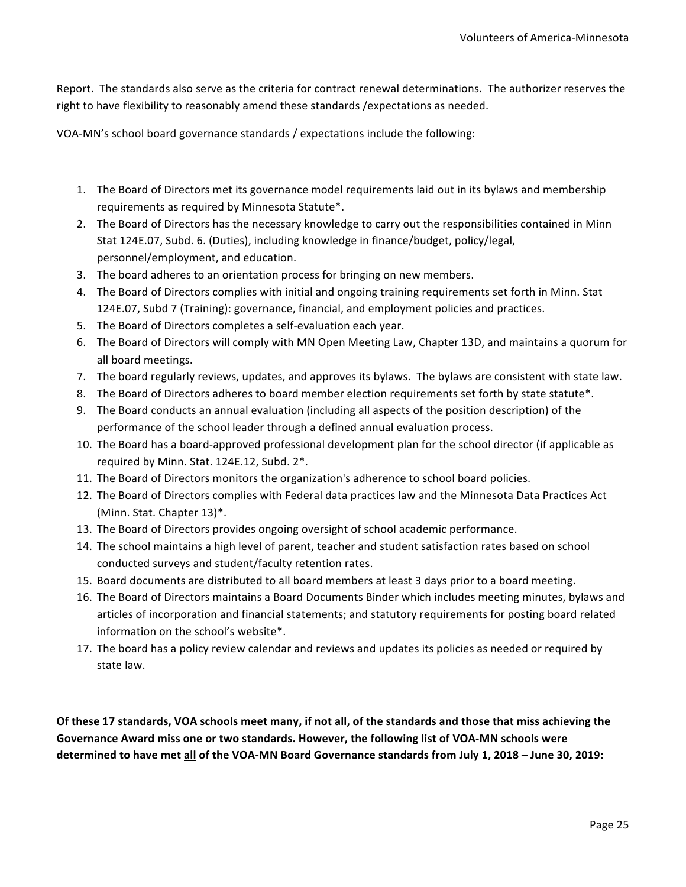Report. The standards also serve as the criteria for contract renewal determinations. The authorizer reserves the right to have flexibility to reasonably amend these standards /expectations as needed.

VOA-MN's school board governance standards / expectations include the following:

1. The Board of Directors met its governance model requirements laid out in its bylaws and membership requirements as required by Minnesota Statute*.
2. The Board of Directors has the necessary knowledge to carry out the responsibilities contained in Minn Stat 124E.07, Subd. 6. (Duties), including knowledge in finance/budget, policy/legal, personnel/employment, and education.
3. The board adheres to an orientation process for bringing on new members.
4. The Board of Directors complies with initial and ongoing training requirements set forth in Minn. Stat 124E.07, Subd 7 (Training): governance, financial, and employment policies and practices.
5. The Board of Directors completes a self-evaluation each year.
6. The Board of Directors will comply with MN Open Meeting Law, Chapter 13D, and maintains a quorum for all board meetings.
7. The board regularly reviews, updates, and approves its bylaws. The bylaws are consistent with state law.
8. The Board of Directors adheres to board member election requirements set forth by state statute*.
9. The Board conducts an annual evaluation (including all aspects of the position description) of the performance of the school leader through a defined annual evaluation process.
10. The Board has a board-approved professional development plan for the school director (if applicable as required by Minn. Stat. 124E.12, Subd. 2*.
11. The Board of Directors monitors the organization's adherence to school board policies.
12. The Board of Directors complies with Federal data practices law and the Minnesota Data Practices Act (Minn. Stat. Chapter 13)*.
13. The Board of Directors provides ongoing oversight of school academic performance.
14. The school maintains a high level of parent, teacher and student satisfaction rates based on school conducted surveys and student/faculty retention rates.
15. Board documents are distributed to all board members at least 3 days prior to a board meeting.
16. The Board of Directors maintains a Board Documents Binder which includes meeting minutes, bylaws and articles of incorporation and financial statements; and statutory requirements for posting board related information on the school's website*.
17. The board has a policy review calendar and reviews and updates its policies as needed or required by state law.

**Of these 17 standards, VOA schools meet many, if not all, of the standards and those that miss achieving the Governance Award miss one or two standards. However, the following list of VOA-MN schools were determined to have met <u>all</u> of the VOA-MN Board Governance standards from July 1, 2018 – June 30, 2019:**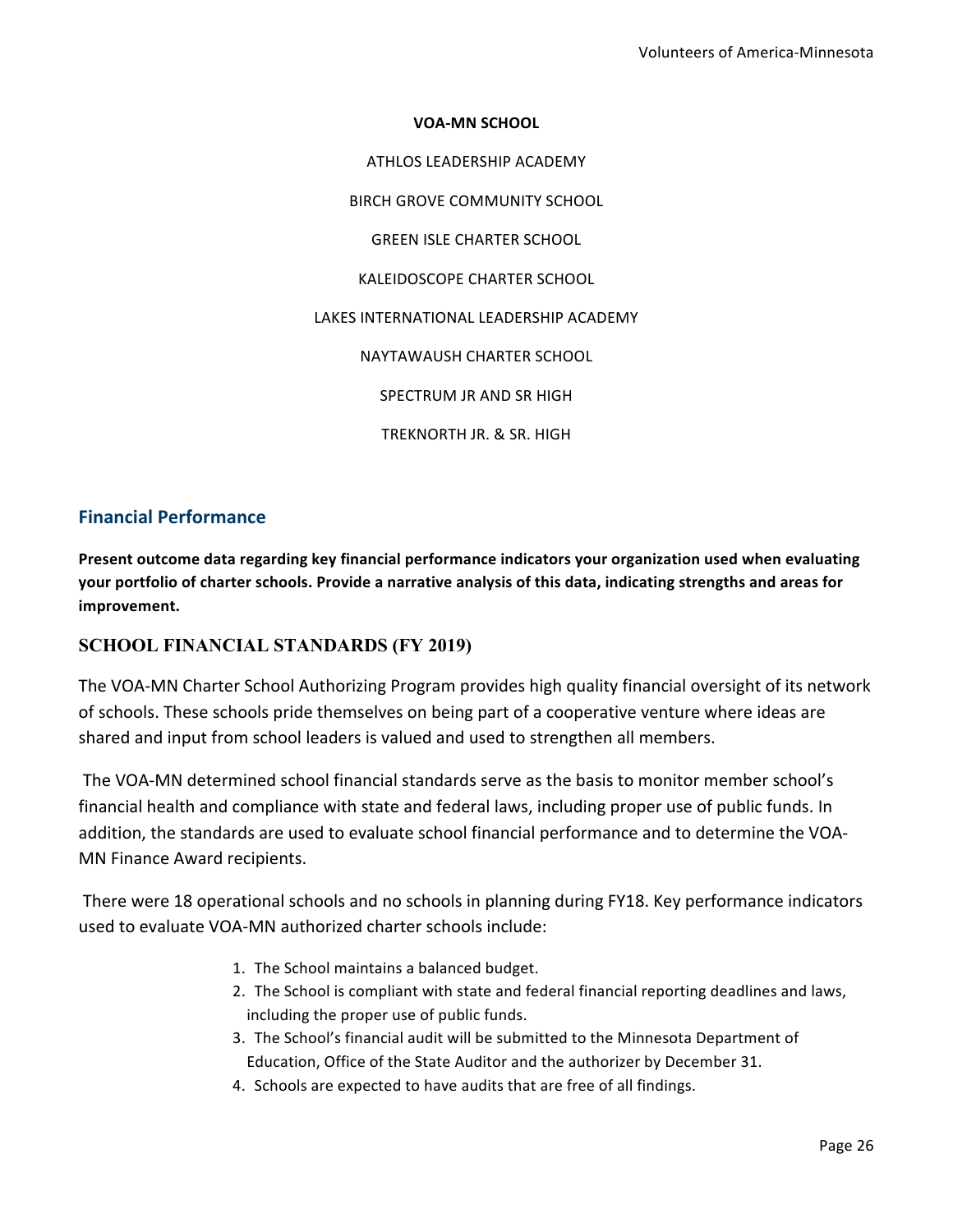**VOA-MN SCHOOL**

ATHLOS LEADERSHIP ACADEMY

BIRCH GROVE COMMUNITY SCHOOL

GREEN ISLE CHARTER SCHOOL

KALEIDOSCOPE CHARTER SCHOOL

LAKES INTERNATIONAL LEADERSHIP ACADEMY

NAYTAWAUSH CHARTER SCHOOL

SPECTRUM JR AND SR HIGH

TREKNORTH JR. & SR. HIGH

## Financial Performance

**Present outcome data regarding key financial performance indicators your organization used when evaluating your portfolio of charter schools. Provide a narrative analysis of this data, indicating strengths and areas for improvement.**

### SCHOOL FINANCIAL STANDARDS (FY 2019)

The VOA-MN Charter School Authorizing Program provides high quality financial oversight of its network of schools. These schools pride themselves on being part of a cooperative venture where ideas are shared and input from school leaders is valued and used to strengthen all members.

The VOA-MN determined school financial standards serve as the basis to monitor member school's financial health and compliance with state and federal laws, including proper use of public funds. In addition, the standards are used to evaluate school financial performance and to determine the VOA-MN Finance Award recipients.

There were 18 operational schools and no schools in planning during FY18. Key performance indicators used to evaluate VOA-MN authorized charter schools include:

1. The School maintains a balanced budget.
2. The School is compliant with state and federal financial reporting deadlines and laws, including the proper use of public funds.
3. The School's financial audit will be submitted to the Minnesota Department of Education, Office of the State Auditor and the authorizer by December 31.
4. Schools are expected to have audits that are free of all findings.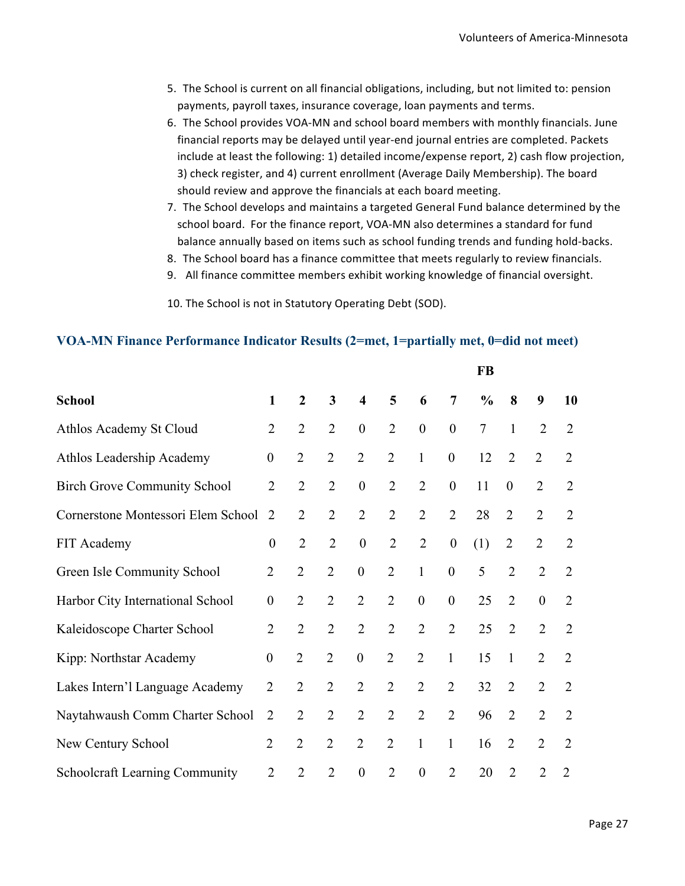5. The School is current on all financial obligations, including, but not limited to: pension payments, payroll taxes, insurance coverage, loan payments and terms.
6. The School provides VOA-MN and school board members with monthly financials. June financial reports may be delayed until year-end journal entries are completed. Packets include at least the following: 1) detailed income/expense report, 2) cash flow projection, 3) check register, and 4) current enrollment (Average Daily Membership). The board should review and approve the financials at each board meeting.
7. The School develops and maintains a targeted General Fund balance determined by the school board. For the finance report, VOA-MN also determines a standard for fund balance annually based on items such as school funding trends and funding hold-backs.
8. The School board has a finance committee that meets regularly to review financials.
9. All finance committee members exhibit working knowledge of financial oversight.
10. The School is not in Statutory Operating Debt (SOD).

## VOA-MN Finance Performance Indicator Results (2=met, 1=partially met, 0=did not meet)

| School | 1 | 2 | 3 | 4 | 5 | 6 | 7 | FB % | 8 | 9 | 10 |
|---|---|---|---|---|---|---|---|---|---|---|---|
| Athlos Academy St Cloud | 2 | 2 | 2 | 0 | 2 | 0 | 0 | 7 | 1 | 2 | 2 |
| Athlos Leadership Academy | 0 | 2 | 2 | 2 | 2 | 1 | 0 | 12 | 2 | 2 | 2 |
| Birch Grove Community School | 2 | 2 | 2 | 0 | 2 | 2 | 0 | 11 | 0 | 2 | 2 |
| Cornerstone Montessori Elem School | 2 | 2 | 2 | 2 | 2 | 2 | 2 | 28 | 2 | 2 | 2 |
| FIT Academy | 0 | 2 | 2 | 0 | 2 | 2 | 0 | (1) | 2 | 2 | 2 |
| Green Isle Community School | 2 | 2 | 2 | 0 | 2 | 1 | 0 | 5 | 2 | 2 | 2 |
| Harbor City International School | 0 | 2 | 2 | 2 | 2 | 0 | 0 | 25 | 2 | 0 | 2 |
| Kaleidoscope Charter School | 2 | 2 | 2 | 2 | 2 | 2 | 2 | 25 | 2 | 2 | 2 |
| Kipp: Northstar Academy | 0 | 2 | 2 | 0 | 2 | 2 | 1 | 15 | 1 | 2 | 2 |
| Lakes Intern'l Language Academy | 2 | 2 | 2 | 2 | 2 | 2 | 2 | 32 | 2 | 2 | 2 |
| Naytahwaush Comm Charter School | 2 | 2 | 2 | 2 | 2 | 2 | 2 | 96 | 2 | 2 | 2 |
| New Century School | 2 | 2 | 2 | 2 | 2 | 1 | 1 | 16 | 2 | 2 | 2 |
| Schoolcraft Learning Community | 2 | 2 | 2 | 0 | 2 | 0 | 2 | 20 | 2 | 2 | 2 |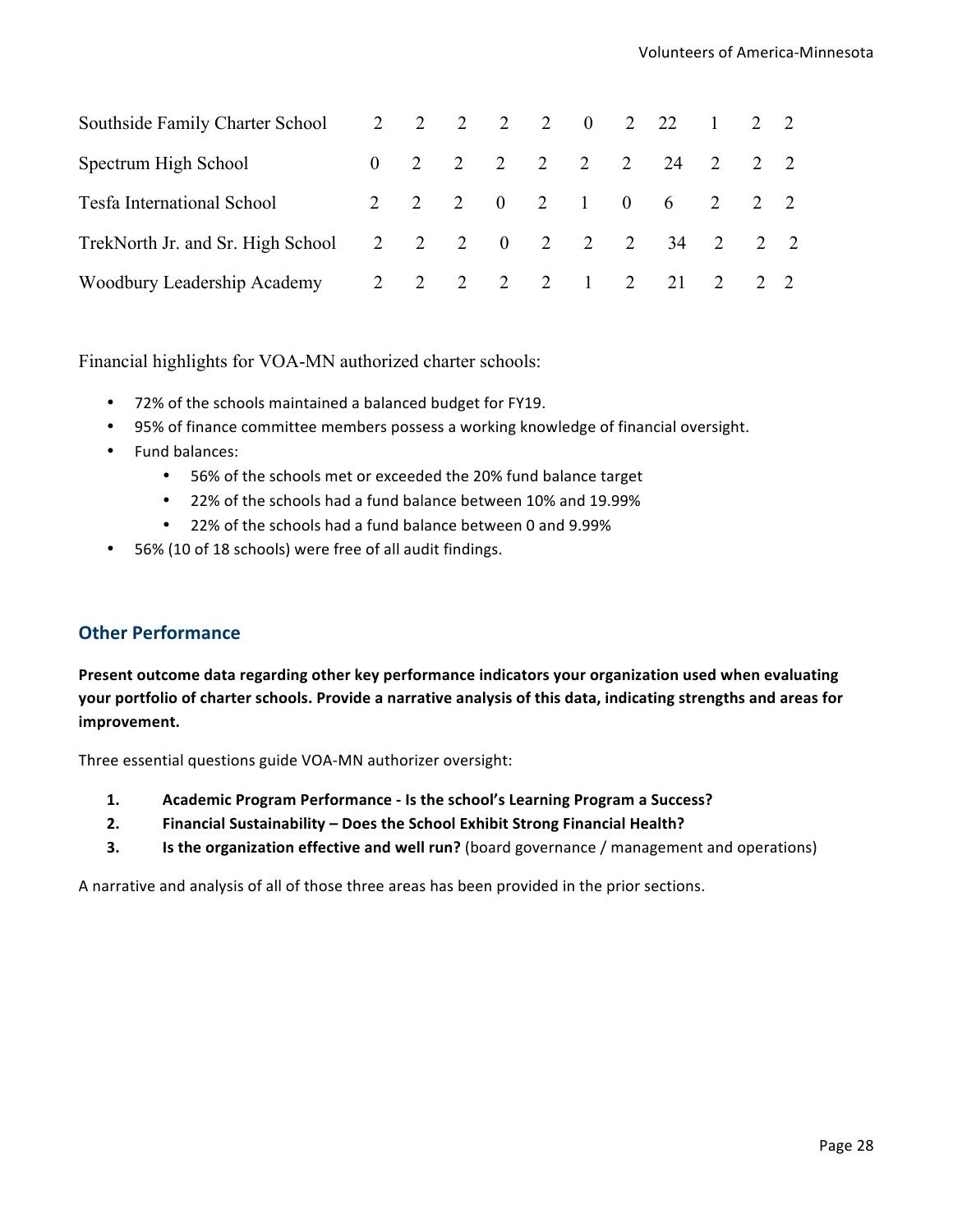| | | | | | | | | | | | |
|---|---|---|---|---|---|---|---|---|---|---|---|
| Southside Family Charter School | 2 | 2 | 2 | 2 | 2 | 0 | 2 | 22 | 1 | 2 | 2 |
| Spectrum High School | 0 | 2 | 2 | 2 | 2 | 2 | 2 | 24 | 2 | 2 | 2 |
| Tesfa International School | 2 | 2 | 2 | 0 | 2 | 1 | 0 | 6 | 2 | 2 | 2 |
| TrekNorth Jr. and Sr. High School | 2 | 2 | 2 | 0 | 2 | 2 | 2 | 34 | 2 | 2 | 2 |
| Woodbury Leadership Academy | 2 | 2 | 2 | 2 | 2 | 1 | 2 | 21 | 2 | 2 | 2 |

Financial highlights for VOA-MN authorized charter schools:

- 72% of the schools maintained a balanced budget for FY19.
- 95% of finance committee members possess a working knowledge of financial oversight.
- Fund balances:
  - 56% of the schools met or exceeded the 20% fund balance target
  - 22% of the schools had a fund balance between 10% and 19.99%
  - 22% of the schools had a fund balance between 0 and 9.99%
- 56% (10 of 18 schools) were free of all audit findings.

## Other Performance

**Present outcome data regarding other key performance indicators your organization used when evaluating your portfolio of charter schools. Provide a narrative analysis of this data, indicating strengths and areas for improvement.**

Three essential questions guide VOA-MN authorizer oversight:

1. **Academic Program Performance - Is the school's Learning Program a Success?**
2. **Financial Sustainability – Does the School Exhibit Strong Financial Health?**
3. **Is the organization effective and well run?** (board governance / management and operations)

A narrative and analysis of all of those three areas has been provided in the prior sections.